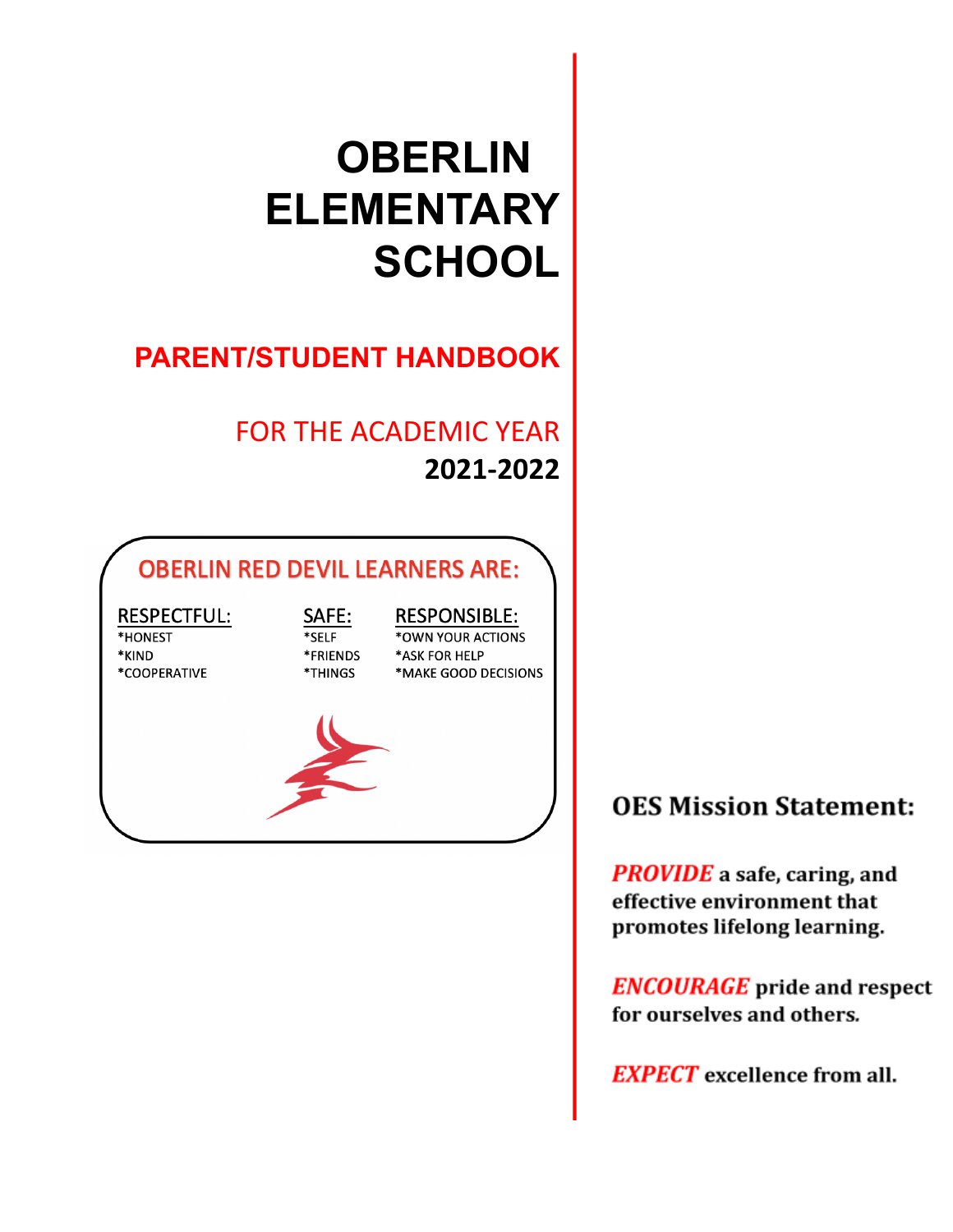# OBERLIN ELEMENTARY SCHOOL

## PARENT/STUDENT HANDBOOK

FOR THE ACADEMIC YEAR

**2021-2022**

### OBERLIN RED DEVIL LEARNERS ARE:

| RESPECTFUL: | SAFE: | RESPONSIBLE: |
|---|---|---|
| *HONEST | *SELF | *OWN YOUR ACTIONS |
| *KIND | *FRIENDS | *ASK FOR HELP |
| *COOPERATIVE | *THINGS | *MAKE GOOD DECISIONS |

## OES Mission Statement:

***PROVIDE*** **a safe, caring, and effective environment that promotes lifelong learning.**

***ENCOURAGE*** **pride and respect for ourselves and others.**

***EXPECT*** **excellence from all.**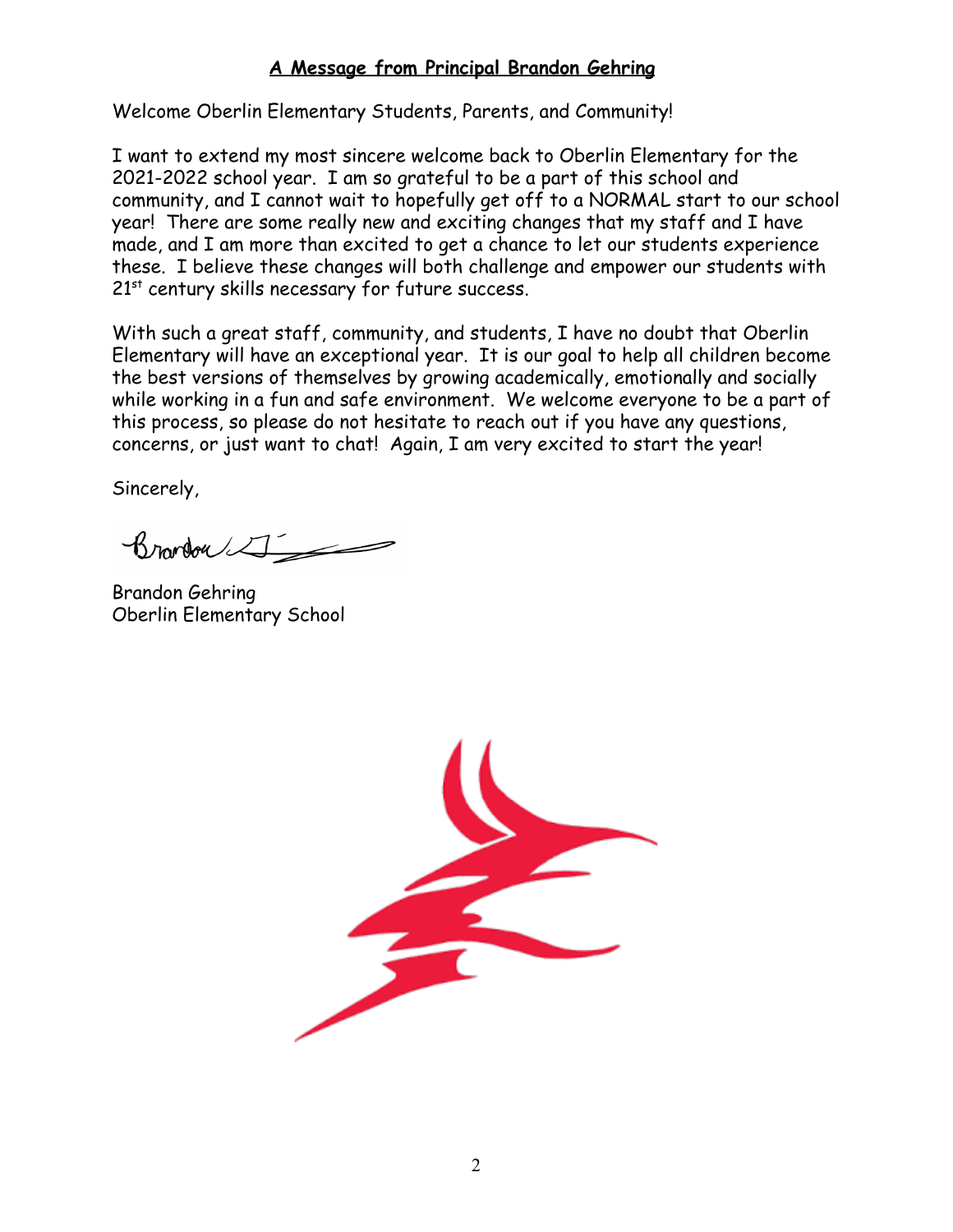## A Message from Principal Brandon Gehring

Welcome Oberlin Elementary Students, Parents, and Community!

I want to extend my most sincere welcome back to Oberlin Elementary for the 2021-2022 school year. I am so grateful to be a part of this school and community, and I cannot wait to hopefully get off to a NORMAL start to our school year! There are some really new and exciting changes that my staff and I have made, and I am more than excited to get a chance to let our students experience these. I believe these changes will both challenge and empower our students with 21st century skills necessary for future success.

With such a great staff, community, and students, I have no doubt that Oberlin Elementary will have an exceptional year. It is our goal to help all children become the best versions of themselves by growing academically, emotionally and socially while working in a fun and safe environment. We welcome everyone to be a part of this process, so please do not hesitate to reach out if you have any questions, concerns, or just want to chat! Again, I am very excited to start the year!

Sincerely,

Brandon Gehring
Oberlin Elementary School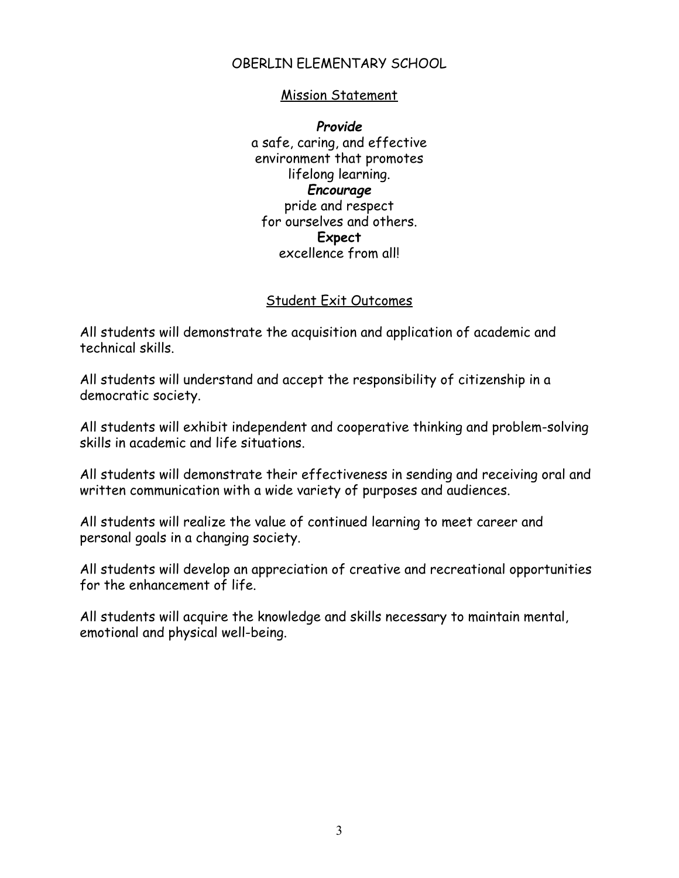# OBERLIN ELEMENTARY SCHOOL

## Mission Statement

***Provide***
a safe, caring, and effective
environment that promotes
lifelong learning.
***Encourage***
pride and respect
for ourselves and others.
**Expect**
excellence from all!

## Student Exit Outcomes

All students will demonstrate the acquisition and application of academic and technical skills.

All students will understand and accept the responsibility of citizenship in a democratic society.

All students will exhibit independent and cooperative thinking and problem-solving skills in academic and life situations.

All students will demonstrate their effectiveness in sending and receiving oral and written communication with a wide variety of purposes and audiences.

All students will realize the value of continued learning to meet career and personal goals in a changing society.

All students will develop an appreciation of creative and recreational opportunities for the enhancement of life.

All students will acquire the knowledge and skills necessary to maintain mental, emotional and physical well-being.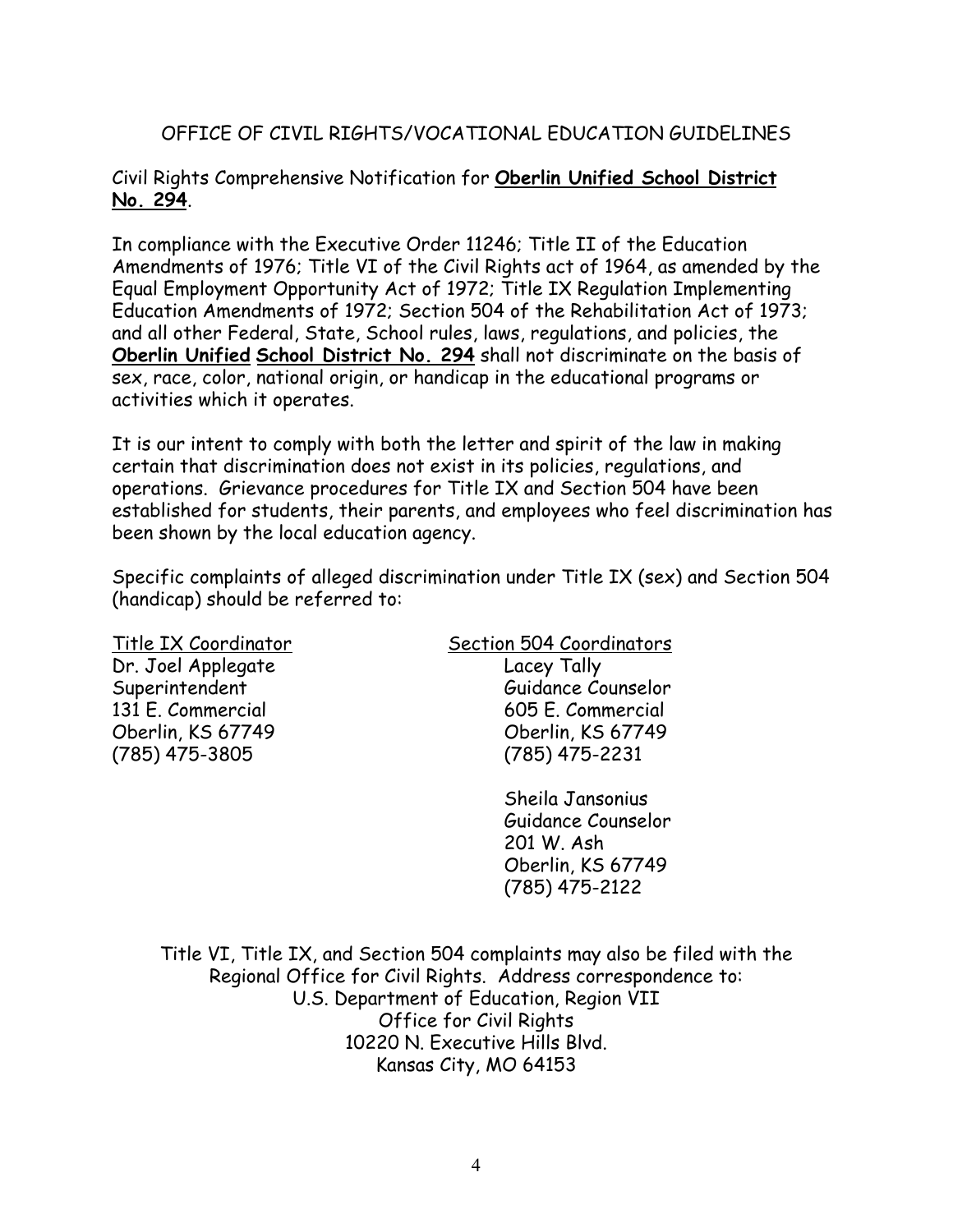## OFFICE OF CIVIL RIGHTS/VOCATIONAL EDUCATION GUIDELINES

Civil Rights Comprehensive Notification for **Oberlin Unified School District No. 294**.

In compliance with the Executive Order 11246; Title II of the Education Amendments of 1976; Title VI of the Civil Rights act of 1964, as amended by the Equal Employment Opportunity Act of 1972; Title IX Regulation Implementing Education Amendments of 1972; Section 504 of the Rehabilitation Act of 1973; and all other Federal, State, School rules, laws, regulations, and policies, the **Oberlin Unified School District No. 294** shall not discriminate on the basis of sex, race, color, national origin, or handicap in the educational programs or activities which it operates.

It is our intent to comply with both the letter and spirit of the law in making certain that discrimination does not exist in its policies, regulations, and operations. Grievance procedures for Title IX and Section 504 have been established for students, their parents, and employees who feel discrimination has been shown by the local education agency.

Specific complaints of alleged discrimination under Title IX (sex) and Section 504 (handicap) should be referred to:

Title IX Coordinator
Dr. Joel Applegate
Superintendent
131 E. Commercial
Oberlin, KS 67749
(785) 475-3805

Section 504 Coordinators
Lacey Tally
Guidance Counselor
605 E. Commercial
Oberlin, KS 67749
(785) 475-2231

Sheila Jansonius
Guidance Counselor
201 W. Ash
Oberlin, KS 67749
(785) 475-2122

Title VI, Title IX, and Section 504 complaints may also be filed with the Regional Office for Civil Rights. Address correspondence to:
U.S. Department of Education, Region VII
Office for Civil Rights
10220 N. Executive Hills Blvd.
Kansas City, MO 64153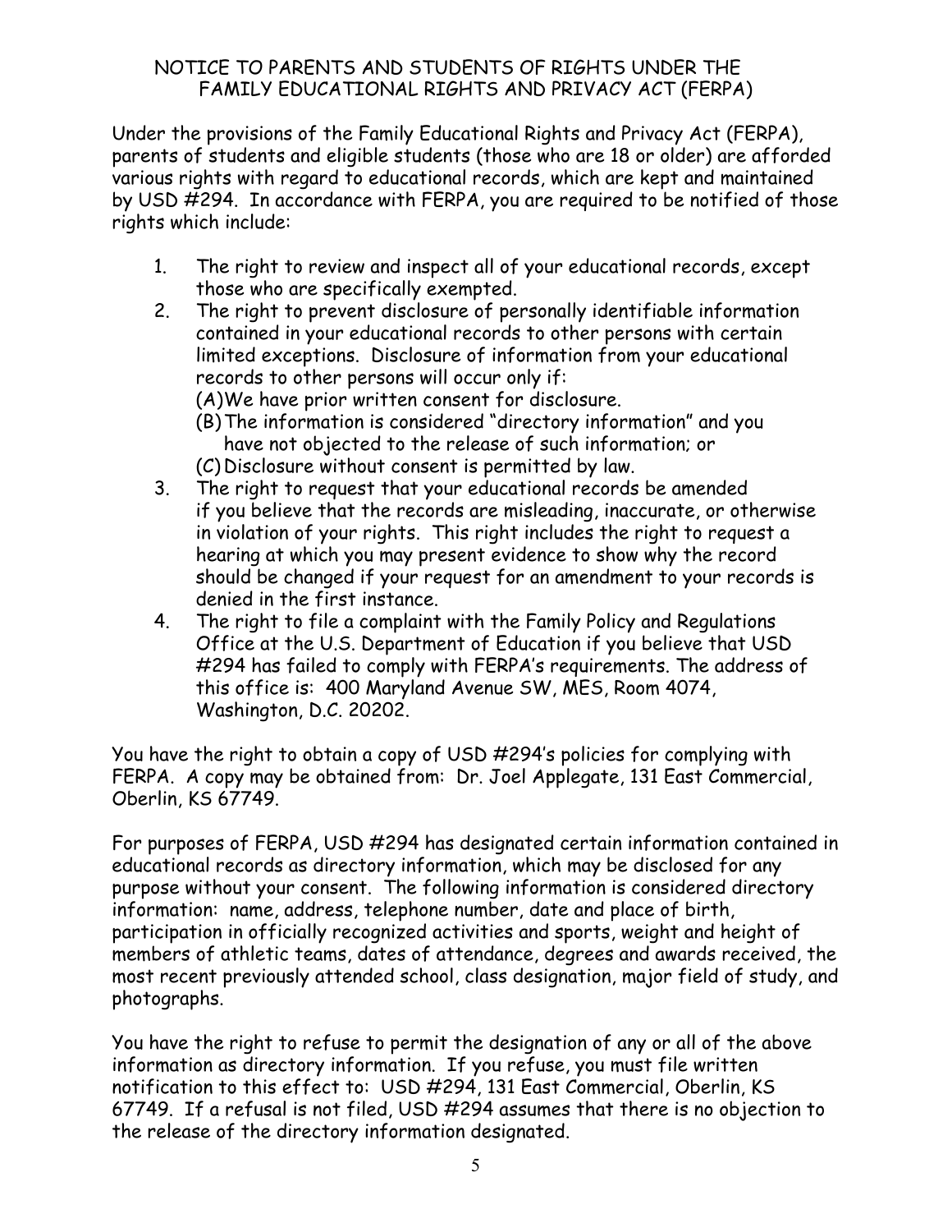## NOTICE TO PARENTS AND STUDENTS OF RIGHTS UNDER THE FAMILY EDUCATIONAL RIGHTS AND PRIVACY ACT (FERPA)

Under the provisions of the Family Educational Rights and Privacy Act (FERPA), parents of students and eligible students (those who are 18 or older) are afforded various rights with regard to educational records, which are kept and maintained by USD #294. In accordance with FERPA, you are required to be notified of those rights which include:

1. The right to review and inspect all of your educational records, except those who are specifically exempted.
2. The right to prevent disclosure of personally identifiable information contained in your educational records to other persons with certain limited exceptions. Disclosure of information from your educational records to other persons will occur only if:
   (A) We have prior written consent for disclosure.
   (B) The information is considered "directory information" and you have not objected to the release of such information; or
   (C) Disclosure without consent is permitted by law.
3. The right to request that your educational records be amended if you believe that the records are misleading, inaccurate, or otherwise in violation of your rights. This right includes the right to request a hearing at which you may present evidence to show why the record should be changed if your request for an amendment to your records is denied in the first instance.
4. The right to file a complaint with the Family Policy and Regulations Office at the U.S. Department of Education if you believe that USD #294 has failed to comply with FERPA's requirements. The address of this office is: 400 Maryland Avenue SW, MES, Room 4074, Washington, D.C. 20202.

You have the right to obtain a copy of USD #294's policies for complying with FERPA. A copy may be obtained from: Dr. Joel Applegate, 131 East Commercial, Oberlin, KS 67749.

For purposes of FERPA, USD #294 has designated certain information contained in educational records as directory information, which may be disclosed for any purpose without your consent. The following information is considered directory information: name, address, telephone number, date and place of birth, participation in officially recognized activities and sports, weight and height of members of athletic teams, dates of attendance, degrees and awards received, the most recent previously attended school, class designation, major field of study, and photographs.

You have the right to refuse to permit the designation of any or all of the above information as directory information. If you refuse, you must file written notification to this effect to: USD #294, 131 East Commercial, Oberlin, KS 67749. If a refusal is not filed, USD #294 assumes that there is no objection to the release of the directory information designated.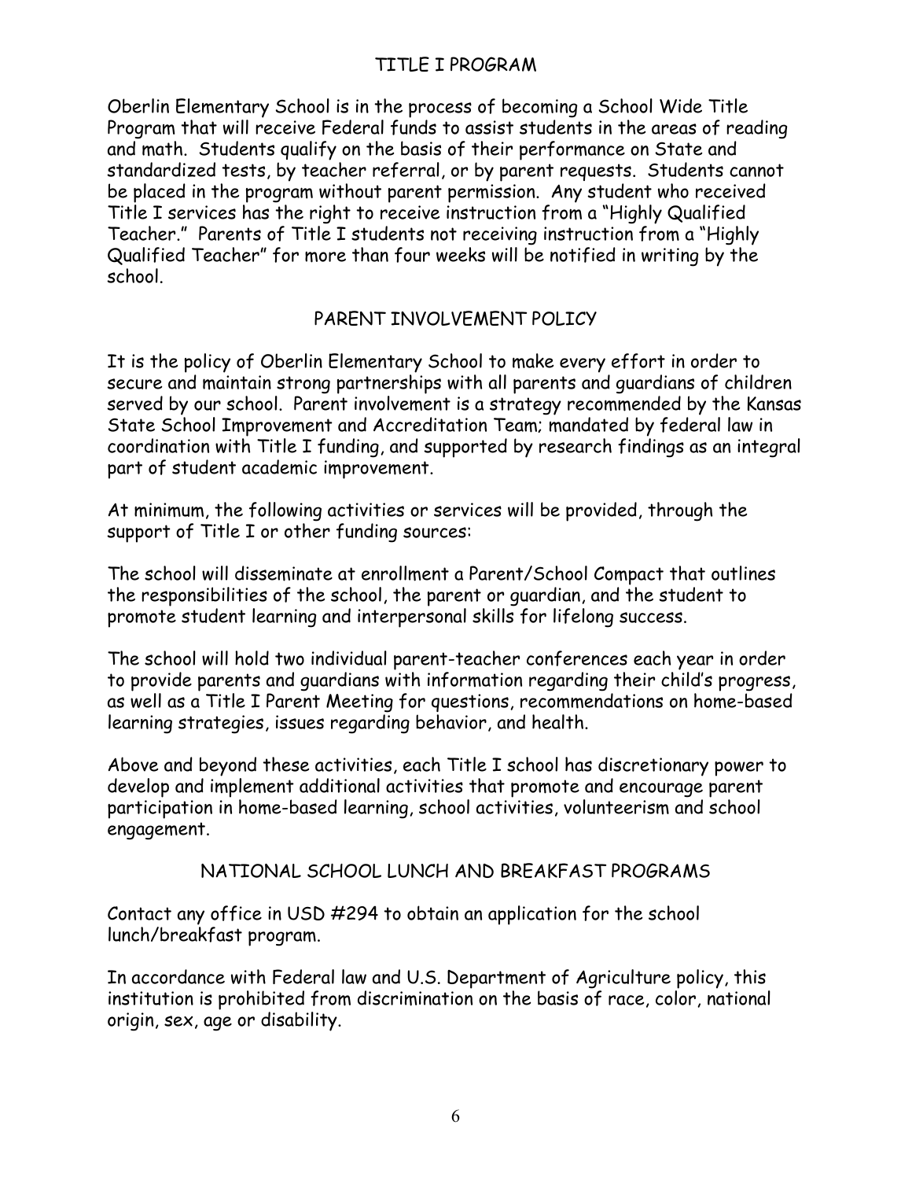## TITLE I PROGRAM

Oberlin Elementary School is in the process of becoming a School Wide Title Program that will receive Federal funds to assist students in the areas of reading and math. Students qualify on the basis of their performance on State and standardized tests, by teacher referral, or by parent requests. Students cannot be placed in the program without parent permission. Any student who received Title I services has the right to receive instruction from a "Highly Qualified Teacher." Parents of Title I students not receiving instruction from a "Highly Qualified Teacher" for more than four weeks will be notified in writing by the school.

## PARENT INVOLVEMENT POLICY

It is the policy of Oberlin Elementary School to make every effort in order to secure and maintain strong partnerships with all parents and guardians of children served by our school. Parent involvement is a strategy recommended by the Kansas State School Improvement and Accreditation Team; mandated by federal law in coordination with Title I funding, and supported by research findings as an integral part of student academic improvement.

At minimum, the following activities or services will be provided, through the support of Title I or other funding sources:

The school will disseminate at enrollment a Parent/School Compact that outlines the responsibilities of the school, the parent or guardian, and the student to promote student learning and interpersonal skills for lifelong success.

The school will hold two individual parent-teacher conferences each year in order to provide parents and guardians with information regarding their child's progress, as well as a Title I Parent Meeting for questions, recommendations on home-based learning strategies, issues regarding behavior, and health.

Above and beyond these activities, each Title I school has discretionary power to develop and implement additional activities that promote and encourage parent participation in home-based learning, school activities, volunteerism and school engagement.

## NATIONAL SCHOOL LUNCH AND BREAKFAST PROGRAMS

Contact any office in USD #294 to obtain an application for the school lunch/breakfast program.

In accordance with Federal law and U.S. Department of Agriculture policy, this institution is prohibited from discrimination on the basis of race, color, national origin, sex, age or disability.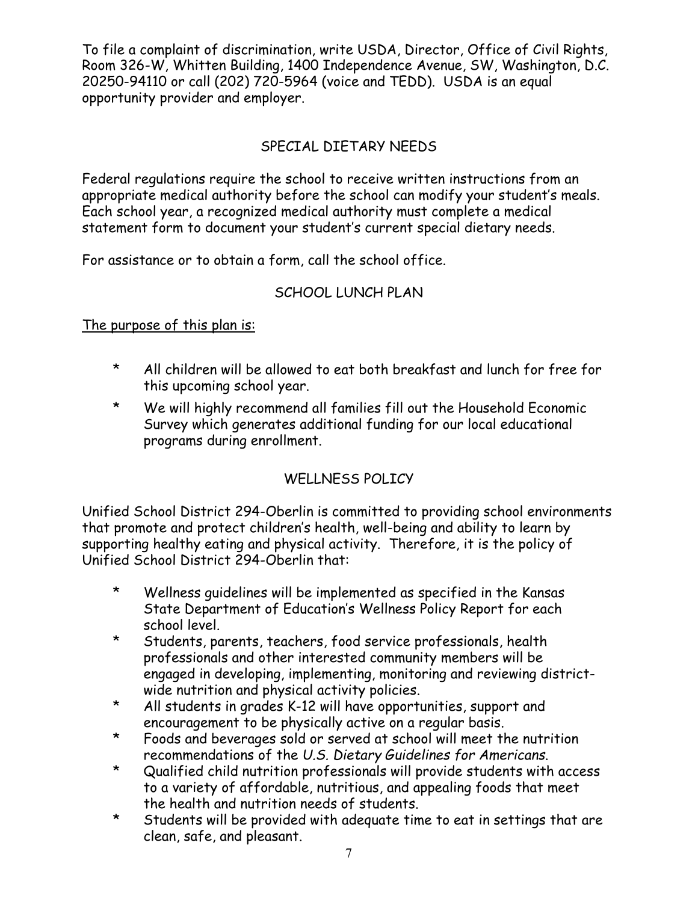To file a complaint of discrimination, write USDA, Director, Office of Civil Rights, Room 326-W, Whitten Building, 1400 Independence Avenue, SW, Washington, D.C. 20250-94110 or call (202) 720-5964 (voice and TEDD). USDA is an equal opportunity provider and employer.

## SPECIAL DIETARY NEEDS

Federal regulations require the school to receive written instructions from an appropriate medical authority before the school can modify your student's meals. Each school year, a recognized medical authority must complete a medical statement form to document your student's current special dietary needs.

For assistance or to obtain a form, call the school office.

## SCHOOL LUNCH PLAN

<u>The purpose of this plan is:</u>

- All children will be allowed to eat both breakfast and lunch for free for this upcoming school year.
- We will highly recommend all families fill out the Household Economic Survey which generates additional funding for our local educational programs during enrollment.

## WELLNESS POLICY

Unified School District 294-Oberlin is committed to providing school environments that promote and protect children's health, well-being and ability to learn by supporting healthy eating and physical activity. Therefore, it is the policy of Unified School District 294-Oberlin that:

- Wellness guidelines will be implemented as specified in the Kansas State Department of Education's Wellness Policy Report for each school level.
- Students, parents, teachers, food service professionals, health professionals and other interested community members will be engaged in developing, implementing, monitoring and reviewing district-wide nutrition and physical activity policies.
- All students in grades K-12 will have opportunities, support and encouragement to be physically active on a regular basis.
- Foods and beverages sold or served at school will meet the nutrition recommendations of the *U.S. Dietary Guidelines for Americans*.
- Qualified child nutrition professionals will provide students with access to a variety of affordable, nutritious, and appealing foods that meet the health and nutrition needs of students.
- Students will be provided with adequate time to eat in settings that are clean, safe, and pleasant.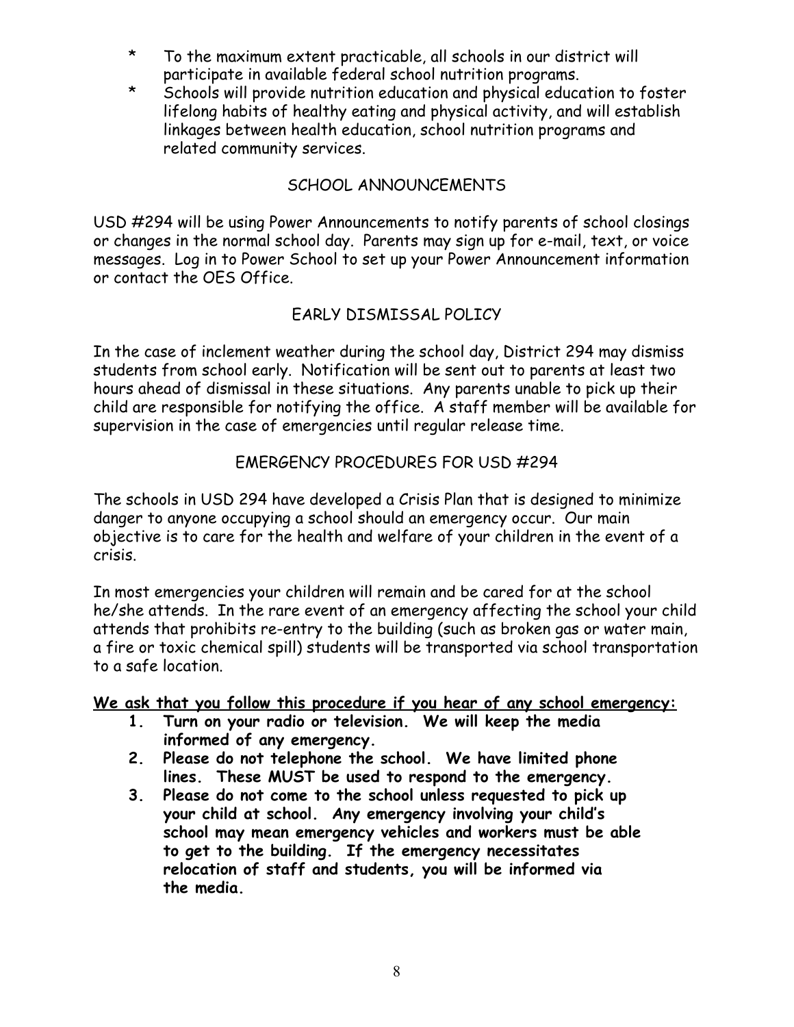* To the maximum extent practicable, all schools in our district will participate in available federal school nutrition programs.
* Schools will provide nutrition education and physical education to foster lifelong habits of healthy eating and physical activity, and will establish linkages between health education, school nutrition programs and related community services.

## SCHOOL ANNOUNCEMENTS

USD #294 will be using Power Announcements to notify parents of school closings or changes in the normal school day. Parents may sign up for e-mail, text, or voice messages. Log in to Power School to set up your Power Announcement information or contact the OES Office.

## EARLY DISMISSAL POLICY

In the case of inclement weather during the school day, District 294 may dismiss students from school early. Notification will be sent out to parents at least two hours ahead of dismissal in these situations. Any parents unable to pick up their child are responsible for notifying the office. A staff member will be available for supervision in the case of emergencies until regular release time.

## EMERGENCY PROCEDURES FOR USD #294

The schools in USD 294 have developed a Crisis Plan that is designed to minimize danger to anyone occupying a school should an emergency occur. Our main objective is to care for the health and welfare of your children in the event of a crisis.

In most emergencies your children will remain and be cared for at the school he/she attends. In the rare event of an emergency affecting the school your child attends that prohibits re-entry to the building (such as broken gas or water main, a fire or toxic chemical spill) students will be transported via school transportation to a safe location.

**We ask that you follow this procedure if you hear of any school emergency:**

1. **Turn on your radio or television. We will keep the media informed of any emergency.**
2. **Please do not telephone the school. We have limited phone lines. These MUST be used to respond to the emergency.**
3. **Please do not come to the school unless requested to pick up your child at school. Any emergency involving your child's school may mean emergency vehicles and workers must be able to get to the building. If the emergency necessitates relocation of staff and students, you will be informed via the media.**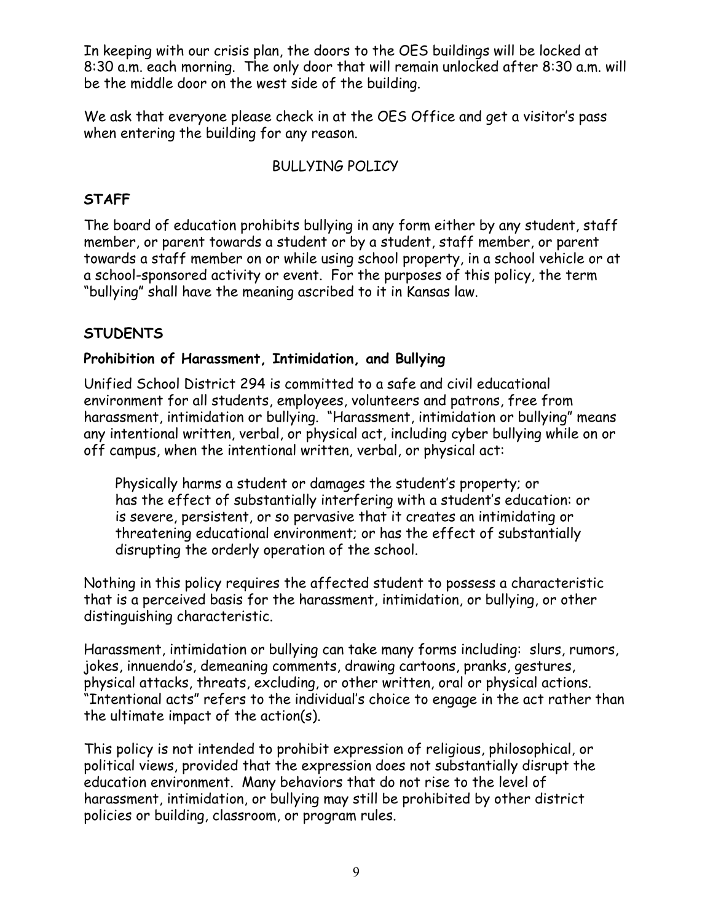In keeping with our crisis plan, the doors to the OES buildings will be locked at 8:30 a.m. each morning. The only door that will remain unlocked after 8:30 a.m. will be the middle door on the west side of the building.

We ask that everyone please check in at the OES Office and get a visitor's pass when entering the building for any reason.

## BULLYING POLICY

### STAFF

The board of education prohibits bullying in any form either by any student, staff member, or parent towards a student or by a student, staff member, or parent towards a staff member on or while using school property, in a school vehicle or at a school-sponsored activity or event. For the purposes of this policy, the term "bullying" shall have the meaning ascribed to it in Kansas law.

### STUDENTS

**Prohibition of Harassment, Intimidation, and Bullying**

Unified School District 294 is committed to a safe and civil educational environment for all students, employees, volunteers and patrons, free from harassment, intimidation or bullying. "Harassment, intimidation or bullying" means any intentional written, verbal, or physical act, including cyber bullying while on or off campus, when the intentional written, verbal, or physical act:

> Physically harms a student or damages the student's property; or has the effect of substantially interfering with a student's education: or is severe, persistent, or so pervasive that it creates an intimidating or threatening educational environment; or has the effect of substantially disrupting the orderly operation of the school.

Nothing in this policy requires the affected student to possess a characteristic that is a perceived basis for the harassment, intimidation, or bullying, or other distinguishing characteristic.

Harassment, intimidation or bullying can take many forms including: slurs, rumors, jokes, innuendo's, demeaning comments, drawing cartoons, pranks, gestures, physical attacks, threats, excluding, or other written, oral or physical actions. "Intentional acts" refers to the individual's choice to engage in the act rather than the ultimate impact of the action(s).

This policy is not intended to prohibit expression of religious, philosophical, or political views, provided that the expression does not substantially disrupt the education environment. Many behaviors that do not rise to the level of harassment, intimidation, or bullying may still be prohibited by other district policies or building, classroom, or program rules.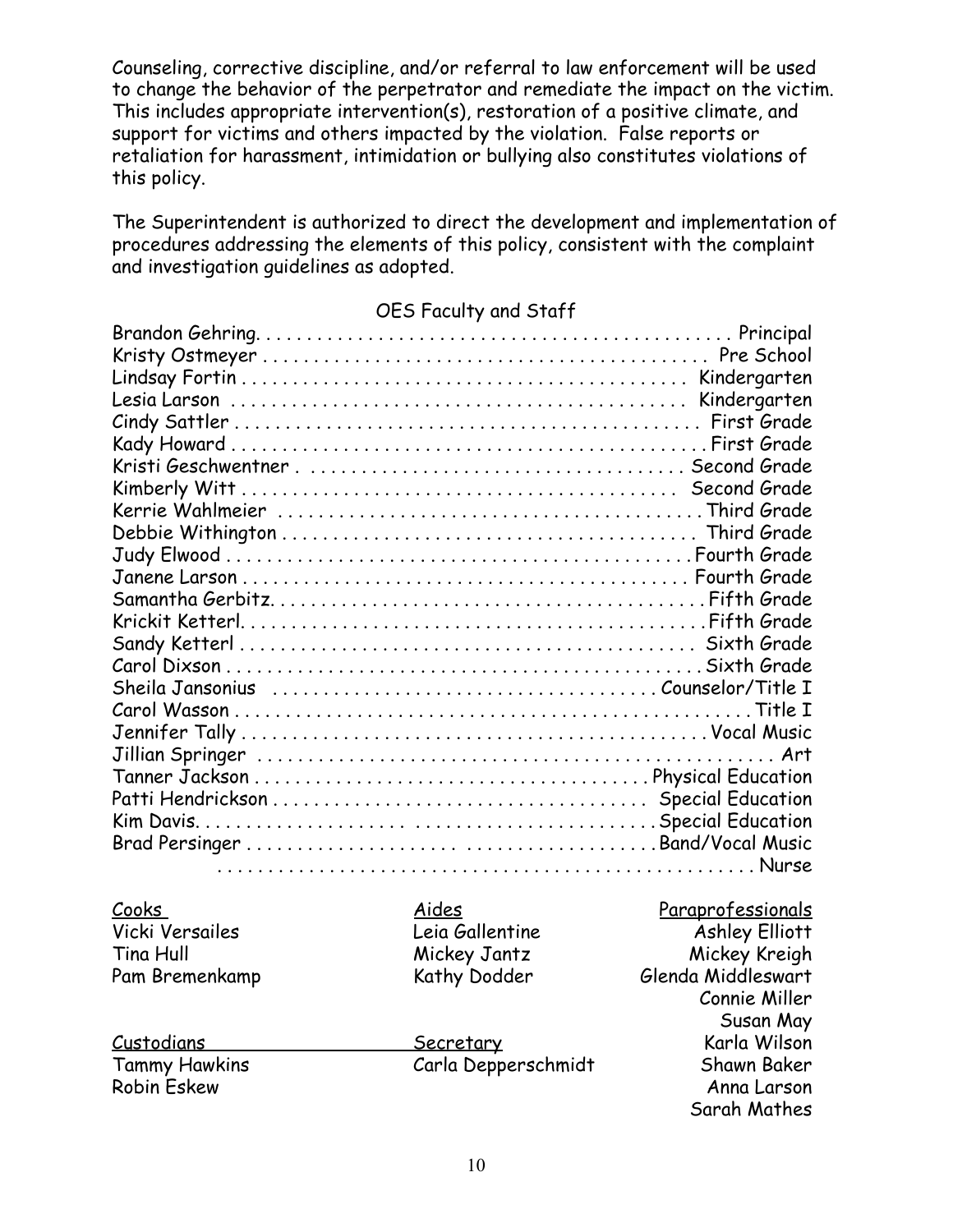Counseling, corrective discipline, and/or referral to law enforcement will be used to change the behavior of the perpetrator and remediate the impact on the victim. This includes appropriate intervention(s), restoration of a positive climate, and support for victims and others impacted by the violation. False reports or retaliation for harassment, intimidation or bullying also constitutes violations of this policy.

The Superintendent is authorized to direct the development and implementation of procedures addressing the elements of this policy, consistent with the complaint and investigation guidelines as adopted.

## OES Faculty and Staff

| Name | Position |
|---|---|
| Brandon Gehring | Principal |
| Kristy Ostmeyer | Pre School |
| Lindsay Fortin | Kindergarten |
| Lesia Larson | Kindergarten |
| Cindy Sattler | First Grade |
| Kady Howard | First Grade |
| Kristi Geschwentner | Second Grade |
| Kimberly Witt | Second Grade |
| Kerrie Wahlmeier | Third Grade |
| Debbie Withington | Third Grade |
| Judy Elwood | Fourth Grade |
| Janene Larson | Fourth Grade |
| Samantha Gerbitz | Fifth Grade |
| Krickit Ketterl | Fifth Grade |
| Sandy Ketterl | Sixth Grade |
| Carol Dixson | Sixth Grade |
| Sheila Jansonius | Counselor/Title I |
| Carol Wasson | Title I |
| Jennifer Tally | Vocal Music |
| Jillian Springer | Art |
| Tanner Jackson | Physical Education |
| Patti Hendrickson | Special Education |
| Kim Davis | Special Education |
| Brad Persinger | Band/Vocal Music |
| | Nurse |

**Cooks**
- Vicki Versailes
- Tina Hull
- Pam Bremenkamp

**Aides**
- Leia Gallentine
- Mickey Jantz
- Kathy Dodder

**Paraprofessionals**
- Ashley Elliott
- Mickey Kreigh
- Glenda Middleswart
- Connie Miller
- Susan May
- Karla Wilson
- Shawn Baker
- Anna Larson
- Sarah Mathes

**Custodians**
- Tammy Hawkins
- Robin Eskew

**Secretary**
- Carla Depperschmidt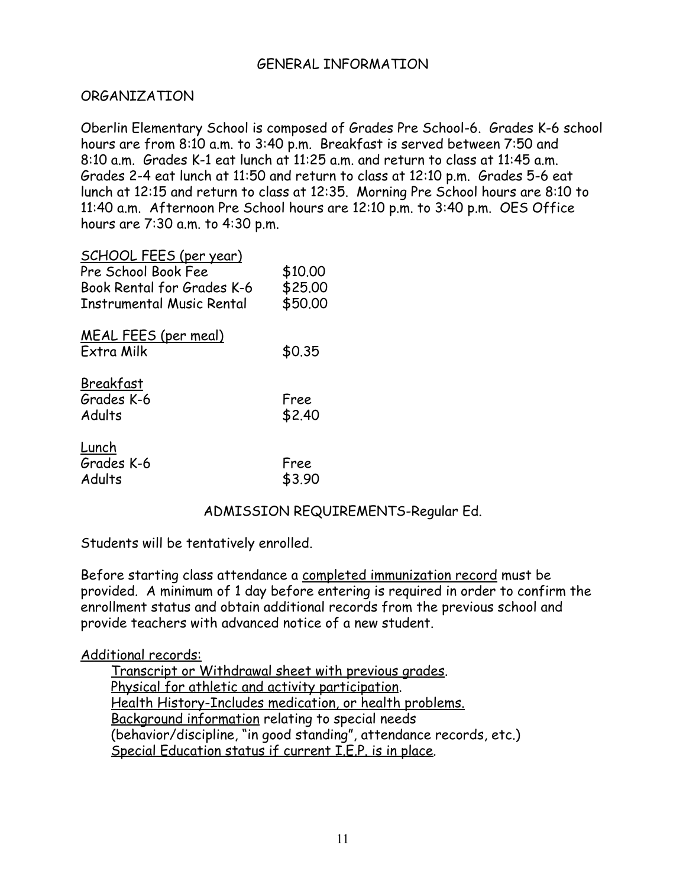# GENERAL INFORMATION

## ORGANIZATION

Oberlin Elementary School is composed of Grades Pre School-6. Grades K-6 school hours are from 8:10 a.m. to 3:40 p.m. Breakfast is served between 7:50 and 8:10 a.m. Grades K-1 eat lunch at 11:25 a.m. and return to class at 11:45 a.m. Grades 2-4 eat lunch at 11:50 and return to class at 12:10 p.m. Grades 5-6 eat lunch at 12:15 and return to class at 12:35. Morning Pre School hours are 8:10 to 11:40 a.m. Afternoon Pre School hours are 12:10 p.m. to 3:40 p.m. OES Office hours are 7:30 a.m. to 4:30 p.m.

<u>SCHOOL FEES (per year)</u>

| | |
|---|---|
| Pre School Book Fee | $10.00 |
| Book Rental for Grades K-6 | $25.00 |
| Instrumental Music Rental | $50.00 |

<u>MEAL FEES (per meal)</u>

| | |
|---|---|
| Extra Milk | $0.35 |

<u>Breakfast</u>

| | |
|---|---|
| Grades K-6 | Free |
| Adults | $2.40 |

<u>Lunch</u>

| | |
|---|---|
| Grades K-6 | Free |
| Adults | $3.90 |

## ADMISSION REQUIREMENTS-Regular Ed.

Students will be tentatively enrolled.

Before starting class attendance a <u>completed immunization record</u> must be provided. A minimum of 1 day before entering is required in order to confirm the enrollment status and obtain additional records from the previous school and provide teachers with advanced notice of a new student.

<u>Additional records:</u>

- <u>Transcript or Withdrawal sheet with previous grades</u>.
- <u>Physical for athletic and activity participation</u>.
- <u>Health History-Includes medication, or health problems.</u>
- <u>Background information</u> relating to special needs (behavior/discipline, "in good standing", attendance records, etc.)
- <u>Special Education status if current I.E.P. is in place</u>.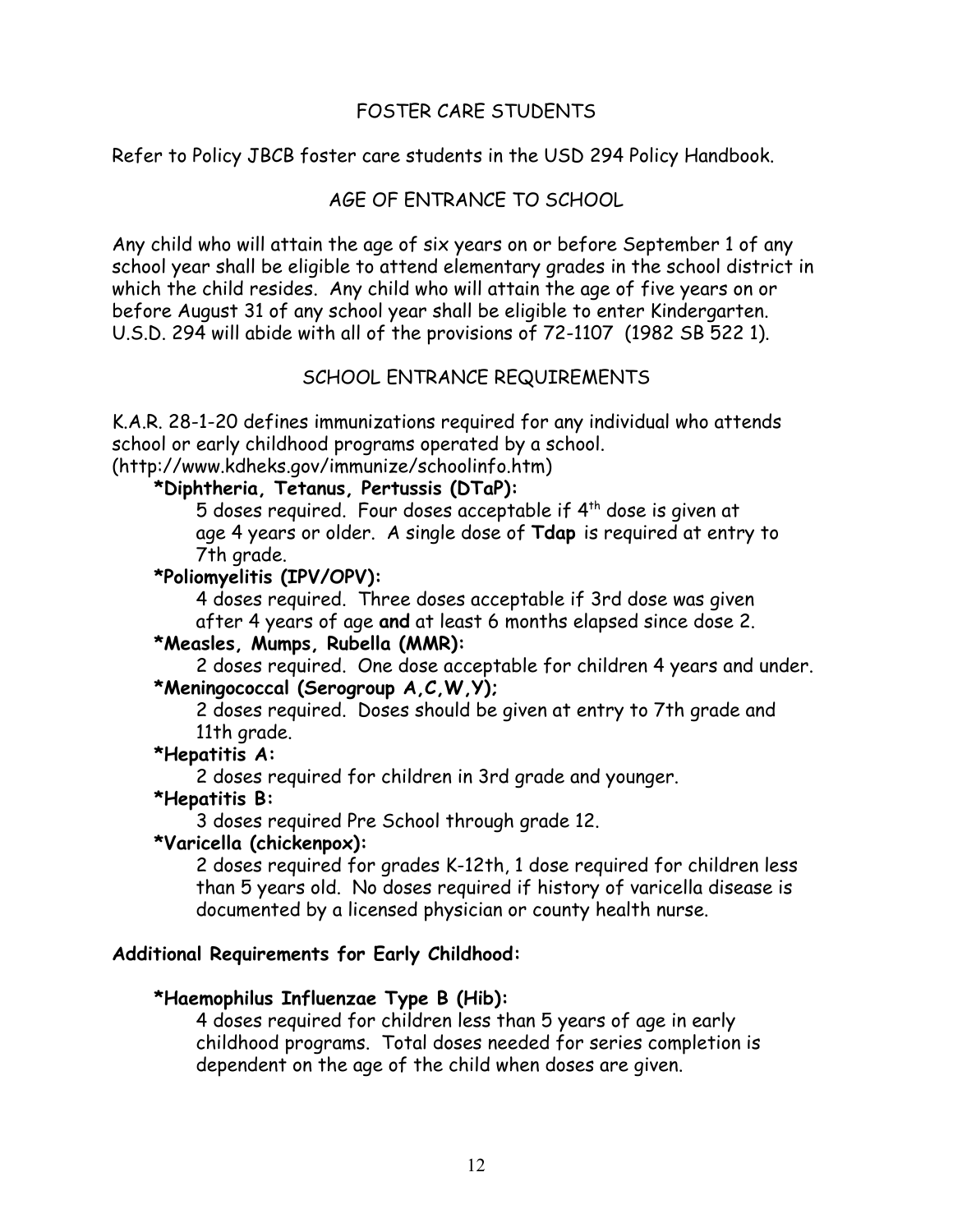## FOSTER CARE STUDENTS

Refer to Policy JBCB foster care students in the USD 294 Policy Handbook.

## AGE OF ENTRANCE TO SCHOOL

Any child who will attain the age of six years on or before September 1 of any school year shall be eligible to attend elementary grades in the school district in which the child resides. Any child who will attain the age of five years on or before August 31 of any school year shall be eligible to enter Kindergarten. U.S.D. 294 will abide with all of the provisions of 72-1107 (1982 SB 522 1).

## SCHOOL ENTRANCE REQUIREMENTS

K.A.R. 28-1-20 defines immunizations required for any individual who attends school or early childhood programs operated by a school. (http://www.kdheks.gov/immunize/schoolinfo.htm)

**\*Diphtheria, Tetanus, Pertussis (DTaP):**
5 doses required. Four doses acceptable if 4th dose is given at age 4 years or older. A single dose of **Tdap** is required at entry to 7th grade.

**\*Poliomyelitis (IPV/OPV):**
4 doses required. Three doses acceptable if 3rd dose was given after 4 years of age **and** at least 6 months elapsed since dose 2.

**\*Measles, Mumps, Rubella (MMR):**
2 doses required. One dose acceptable for children 4 years and under.

**\*Meningococcal (Serogroup A,C,W,Y);**
2 doses required. Doses should be given at entry to 7th grade and 11th grade.

**\*Hepatitis A:**
2 doses required for children in 3rd grade and younger.

**\*Hepatitis B:**
3 doses required Pre School through grade 12.

**\*Varicella (chickenpox):**
2 doses required for grades K-12th, 1 dose required for children less than 5 years old. No doses required if history of varicella disease is documented by a licensed physician or county health nurse.

**Additional Requirements for Early Childhood:**

**\*Haemophilus Influenzae Type B (Hib):**
4 doses required for children less than 5 years of age in early childhood programs. Total doses needed for series completion is dependent on the age of the child when doses are given.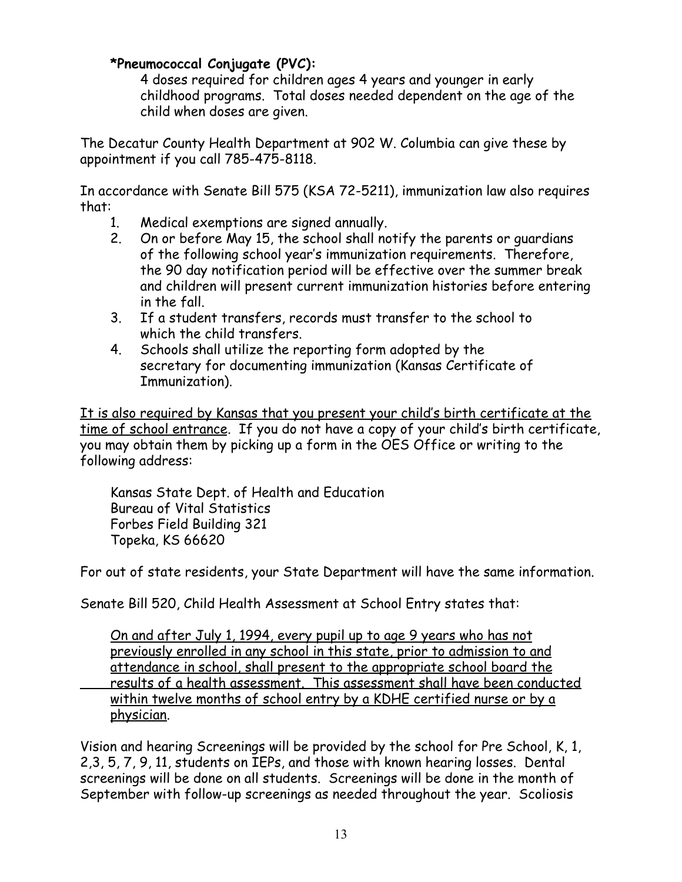**\*Pneumococcal Conjugate (PVC):**

4 doses required for children ages 4 years and younger in early childhood programs. Total doses needed dependent on the age of the child when doses are given.

The Decatur County Health Department at 902 W. Columbia can give these by appointment if you call 785-475-8118.

In accordance with Senate Bill 575 (KSA 72-5211), immunization law also requires that:

1. Medical exemptions are signed annually.
2. On or before May 15, the school shall notify the parents or guardians of the following school year's immunization requirements. Therefore, the 90 day notification period will be effective over the summer break and children will present current immunization histories before entering in the fall.
3. If a student transfers, records must transfer to the school to which the child transfers.
4. Schools shall utilize the reporting form adopted by the secretary for documenting immunization (Kansas Certificate of Immunization).

<u>It is also required by Kansas that you present your child's birth certificate at the time of school entrance</u>. If you do not have a copy of your child's birth certificate, you may obtain them by picking up a form in the OES Office or writing to the following address:

Kansas State Dept. of Health and Education
Bureau of Vital Statistics
Forbes Field Building 321
Topeka, KS 66620

For out of state residents, your State Department will have the same information.

Senate Bill 520, Child Health Assessment at School Entry states that:

<u>On and after July 1, 1994, every pupil up to age 9 years who has not previously enrolled in any school in this state, prior to admission to and attendance in school, shall present to the appropriate school board the results of a health assessment. This assessment shall have been conducted within twelve months of school entry by a KDHE certified nurse or by a physician</u>.

Vision and hearing Screenings will be provided by the school for Pre School, K, 1, 2,3, 5, 7, 9, 11, students on IEPs, and those with known hearing losses. Dental screenings will be done on all students. Screenings will be done in the month of September with follow-up screenings as needed throughout the year. Scoliosis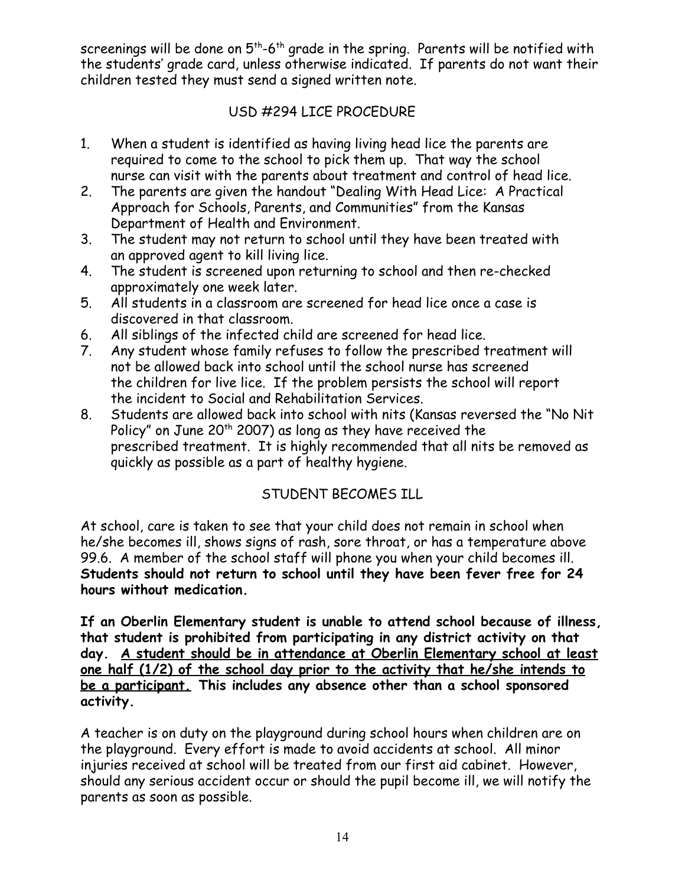screenings will be done on 5th-6th grade in the spring. Parents will be notified with the students' grade card, unless otherwise indicated. If parents do not want their children tested they must send a signed written note.

## USD #294 LICE PROCEDURE

1. When a student is identified as having living head lice the parents are required to come to the school to pick them up. That way the school nurse can visit with the parents about treatment and control of head lice.
2. The parents are given the handout "Dealing With Head Lice: A Practical Approach for Schools, Parents, and Communities" from the Kansas Department of Health and Environment.
3. The student may not return to school until they have been treated with an approved agent to kill living lice.
4. The student is screened upon returning to school and then re-checked approximately one week later.
5. All students in a classroom are screened for head lice once a case is discovered in that classroom.
6. All siblings of the infected child are screened for head lice.
7. Any student whose family refuses to follow the prescribed treatment will not be allowed back into school until the school nurse has screened the children for live lice. If the problem persists the school will report the incident to Social and Rehabilitation Services.
8. Students are allowed back into school with nits (Kansas reversed the "No Nit Policy" on June 20th 2007) as long as they have received the prescribed treatment. It is highly recommended that all nits be removed as quickly as possible as a part of healthy hygiene.

## STUDENT BECOMES ILL

At school, care is taken to see that your child does not remain in school when he/she becomes ill, shows signs of rash, sore throat, or has a temperature above 99.6. A member of the school staff will phone you when your child becomes ill. **Students should not return to school until they have been fever free for 24 hours without medication.**

**If an Oberlin Elementary student is unable to attend school because of illness, that student is prohibited from participating in any district activity on that day. <u>A student should be in attendance at Oberlin Elementary school at least one half (1/2) of the school day prior to the activity that he/she intends to be a participant.</u> This includes any absence other than a school sponsored activity.**

A teacher is on duty on the playground during school hours when children are on the playground. Every effort is made to avoid accidents at school. All minor injuries received at school will be treated from our first aid cabinet. However, should any serious accident occur or should the pupil become ill, we will notify the parents as soon as possible.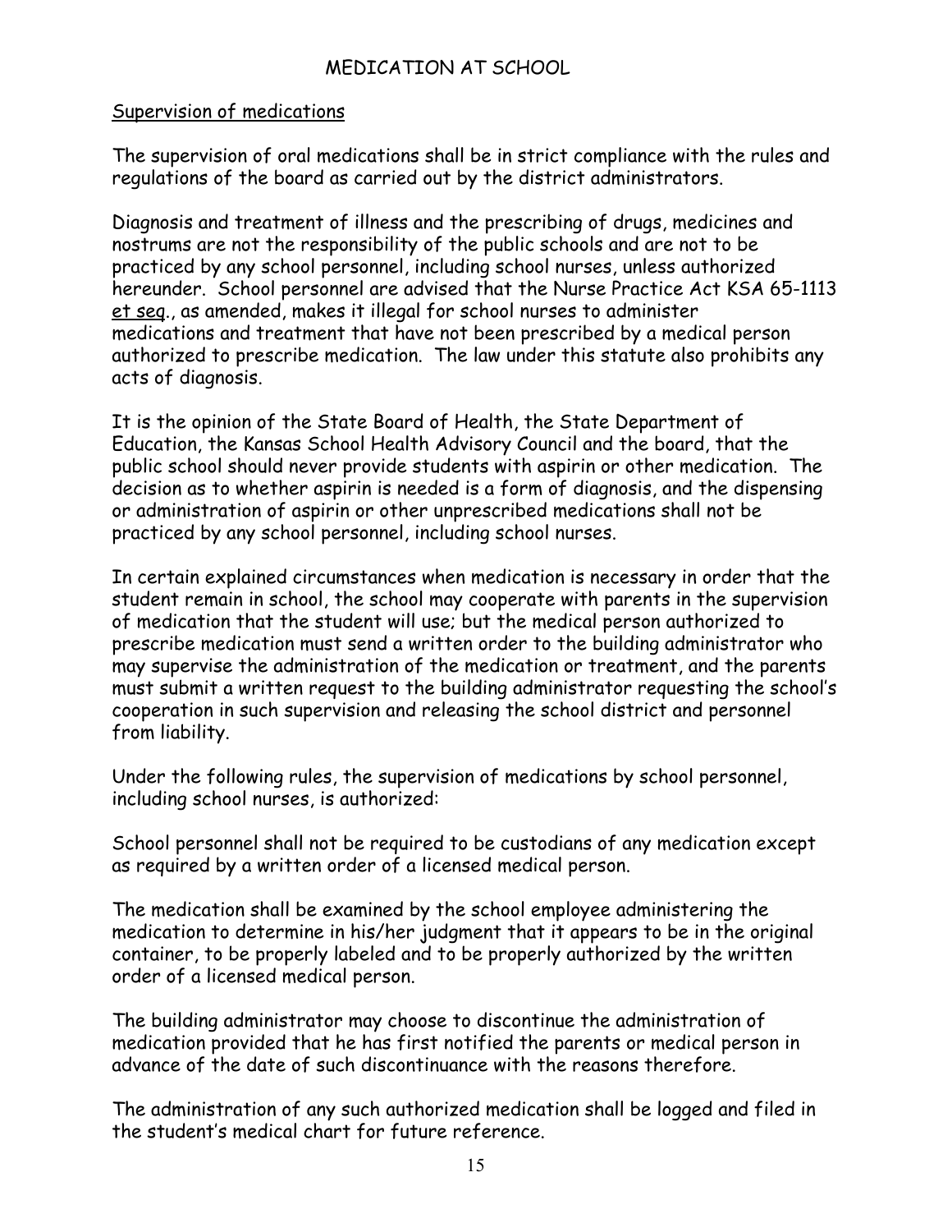# MEDICATION AT SCHOOL

## Supervision of medications

The supervision of oral medications shall be in strict compliance with the rules and regulations of the board as carried out by the district administrators.

Diagnosis and treatment of illness and the prescribing of drugs, medicines and nostrums are not the responsibility of the public schools and are not to be practiced by any school personnel, including school nurses, unless authorized hereunder. School personnel are advised that the Nurse Practice Act KSA 65-1113 et seq., as amended, makes it illegal for school nurses to administer medications and treatment that have not been prescribed by a medical person authorized to prescribe medication. The law under this statute also prohibits any acts of diagnosis.

It is the opinion of the State Board of Health, the State Department of Education, the Kansas School Health Advisory Council and the board, that the public school should never provide students with aspirin or other medication. The decision as to whether aspirin is needed is a form of diagnosis, and the dispensing or administration of aspirin or other unprescribed medications shall not be practiced by any school personnel, including school nurses.

In certain explained circumstances when medication is necessary in order that the student remain in school, the school may cooperate with parents in the supervision of medication that the student will use; but the medical person authorized to prescribe medication must send a written order to the building administrator who may supervise the administration of the medication or treatment, and the parents must submit a written request to the building administrator requesting the school's cooperation in such supervision and releasing the school district and personnel from liability.

Under the following rules, the supervision of medications by school personnel, including school nurses, is authorized:

School personnel shall not be required to be custodians of any medication except as required by a written order of a licensed medical person.

The medication shall be examined by the school employee administering the medication to determine in his/her judgment that it appears to be in the original container, to be properly labeled and to be properly authorized by the written order of a licensed medical person.

The building administrator may choose to discontinue the administration of medication provided that he has first notified the parents or medical person in advance of the date of such discontinuance with the reasons therefore.

The administration of any such authorized medication shall be logged and filed in the student's medical chart for future reference.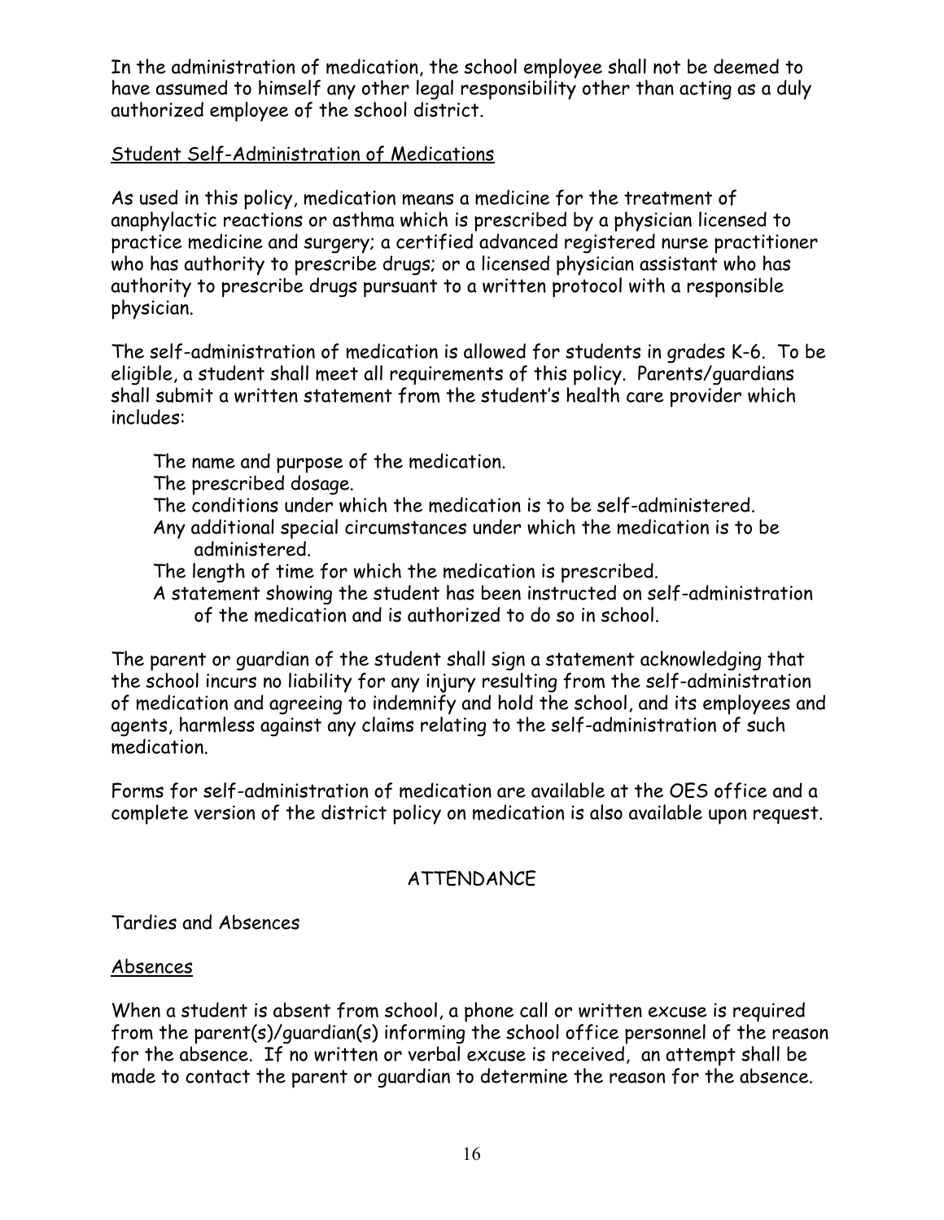In the administration of medication, the school employee shall not be deemed to have assumed to himself any other legal responsibility other than acting as a duly authorized employee of the school district.

<u>Student Self-Administration of Medications</u>

As used in this policy, medication means a medicine for the treatment of anaphylactic reactions or asthma which is prescribed by a physician licensed to practice medicine and surgery; a certified advanced registered nurse practitioner who has authority to prescribe drugs; or a licensed physician assistant who has authority to prescribe drugs pursuant to a written protocol with a responsible physician.

The self-administration of medication is allowed for students in grades K-6. To be eligible, a student shall meet all requirements of this policy. Parents/guardians shall submit a written statement from the student's health care provider which includes:

- The name and purpose of the medication.
- The prescribed dosage.
- The conditions under which the medication is to be self-administered.
- Any additional special circumstances under which the medication is to be administered.
- The length of time for which the medication is prescribed.
- A statement showing the student has been instructed on self-administration of the medication and is authorized to do so in school.

The parent or guardian of the student shall sign a statement acknowledging that the school incurs no liability for any injury resulting from the self-administration of medication and agreeing to indemnify and hold the school, and its employees and agents, harmless against any claims relating to the self-administration of such medication.

Forms for self-administration of medication are available at the OES office and a complete version of the district policy on medication is also available upon request.

## ATTENDANCE

Tardies and Absences

<u>Absences</u>

When a student is absent from school, a phone call or written excuse is required from the parent(s)/guardian(s) informing the school office personnel of the reason for the absence. If no written or verbal excuse is received, an attempt shall be made to contact the parent or guardian to determine the reason for the absence.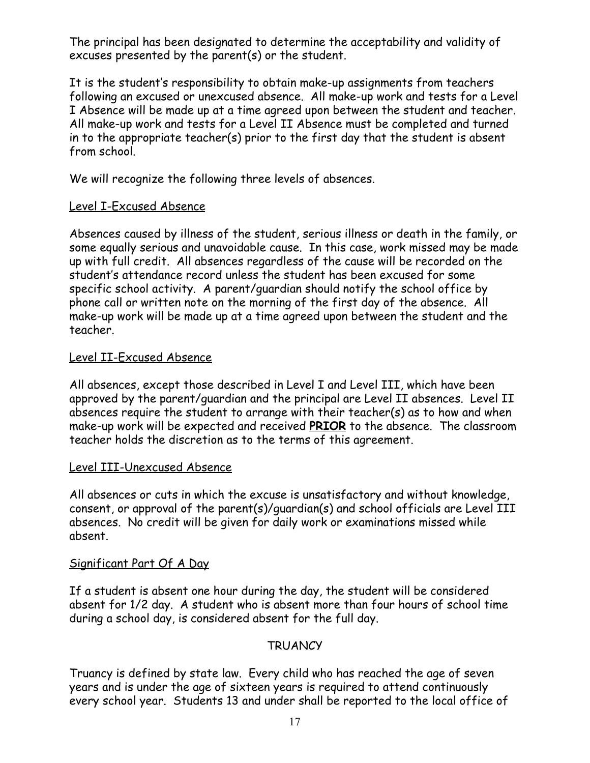The principal has been designated to determine the acceptability and validity of excuses presented by the parent(s) or the student.

It is the student's responsibility to obtain make-up assignments from teachers following an excused or unexcused absence. All make-up work and tests for a Level I Absence will be made up at a time agreed upon between the student and teacher. All make-up work and tests for a Level II Absence must be completed and turned in to the appropriate teacher(s) prior to the first day that the student is absent from school.

We will recognize the following three levels of absences.

<u>Level I-Excused Absence</u>

Absences caused by illness of the student, serious illness or death in the family, or some equally serious and unavoidable cause. In this case, work missed may be made up with full credit. All absences regardless of the cause will be recorded on the student's attendance record unless the student has been excused for some specific school activity. A parent/guardian should notify the school office by phone call or written note on the morning of the first day of the absence. All make-up work will be made up at a time agreed upon between the student and the teacher.

<u>Level II-Excused Absence</u>

All absences, except those described in Level I and Level III, which have been approved by the parent/guardian and the principal are Level II absences. Level II absences require the student to arrange with their teacher(s) as to how and when make-up work will be expected and received <u>**PRIOR**</u> to the absence. The classroom teacher holds the discretion as to the terms of this agreement.

<u>Level III-Unexcused Absence</u>

All absences or cuts in which the excuse is unsatisfactory and without knowledge, consent, or approval of the parent(s)/guardian(s) and school officials are Level III absences. No credit will be given for daily work or examinations missed while absent.

<u>Significant Part Of A Day</u>

If a student is absent one hour during the day, the student will be considered absent for 1/2 day. A student who is absent more than four hours of school time during a school day, is considered absent for the full day.

## TRUANCY

Truancy is defined by state law. Every child who has reached the age of seven years and is under the age of sixteen years is required to attend continuously every school year. Students 13 and under shall be reported to the local office of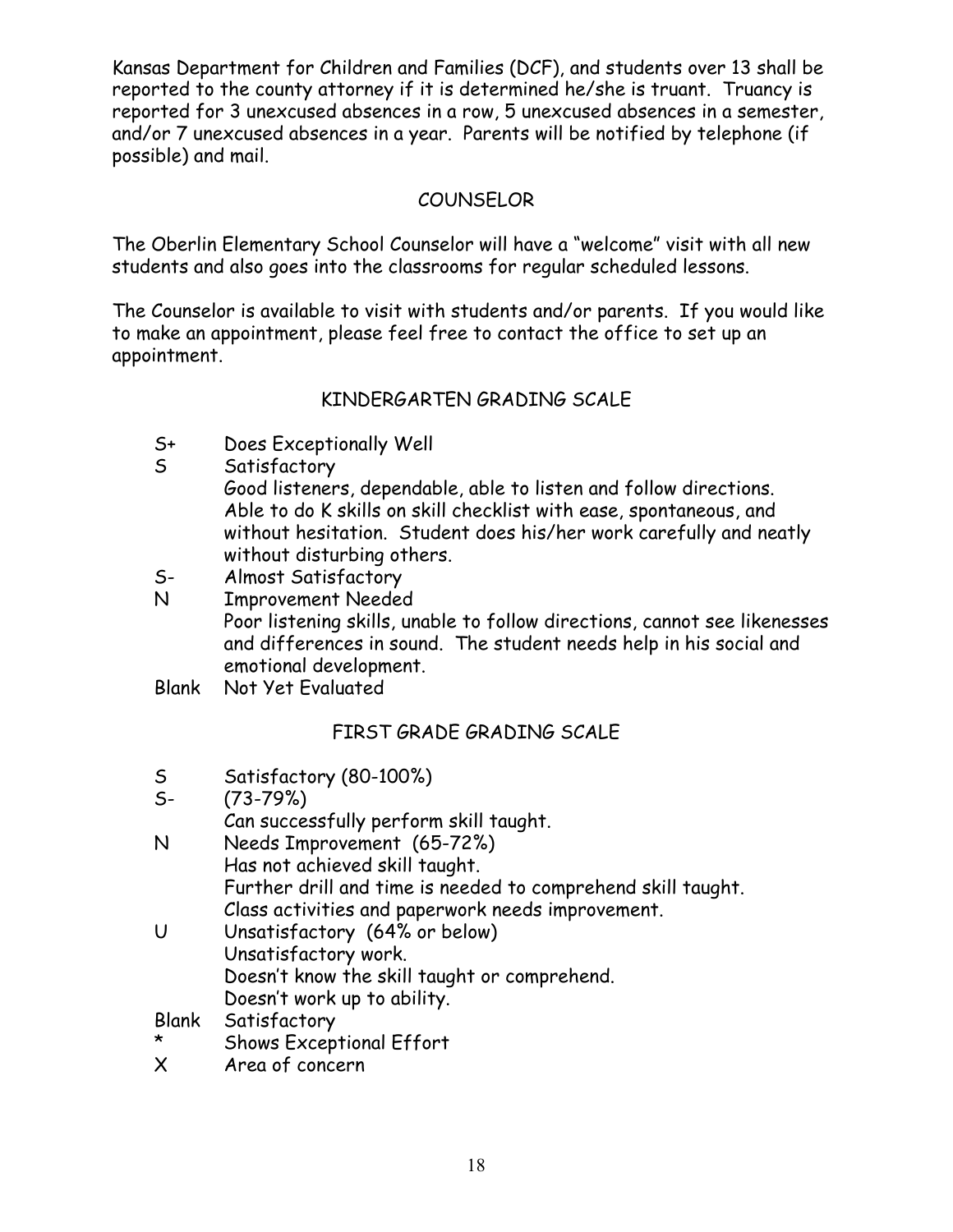Kansas Department for Children and Families (DCF), and students over 13 shall be reported to the county attorney if it is determined he/she is truant. Truancy is reported for 3 unexcused absences in a row, 5 unexcused absences in a semester, and/or 7 unexcused absences in a year. Parents will be notified by telephone (if possible) and mail.

## COUNSELOR

The Oberlin Elementary School Counselor will have a "welcome" visit with all new students and also goes into the classrooms for regular scheduled lessons.

The Counselor is available to visit with students and/or parents. If you would like to make an appointment, please feel free to contact the office to set up an appointment.

## KINDERGARTEN GRADING SCALE

- S+ Does Exceptionally Well
- S Satisfactory
  Good listeners, dependable, able to listen and follow directions. Able to do K skills on skill checklist with ease, spontaneous, and without hesitation. Student does his/her work carefully and neatly without disturbing others.
- S- Almost Satisfactory
- N Improvement Needed
  Poor listening skills, unable to follow directions, cannot see likenesses and differences in sound. The student needs help in his social and emotional development.
- Blank Not Yet Evaluated

## FIRST GRADE GRADING SCALE

- S Satisfactory (80-100%)
- S- (73-79%)
  Can successfully perform skill taught.
- N Needs Improvement (65-72%)
  Has not achieved skill taught.
  Further drill and time is needed to comprehend skill taught.
  Class activities and paperwork needs improvement.
- U Unsatisfactory (64% or below)
  Unsatisfactory work.
  Doesn't know the skill taught or comprehend.
  Doesn't work up to ability.
- Blank Satisfactory
- * Shows Exceptional Effort
- X Area of concern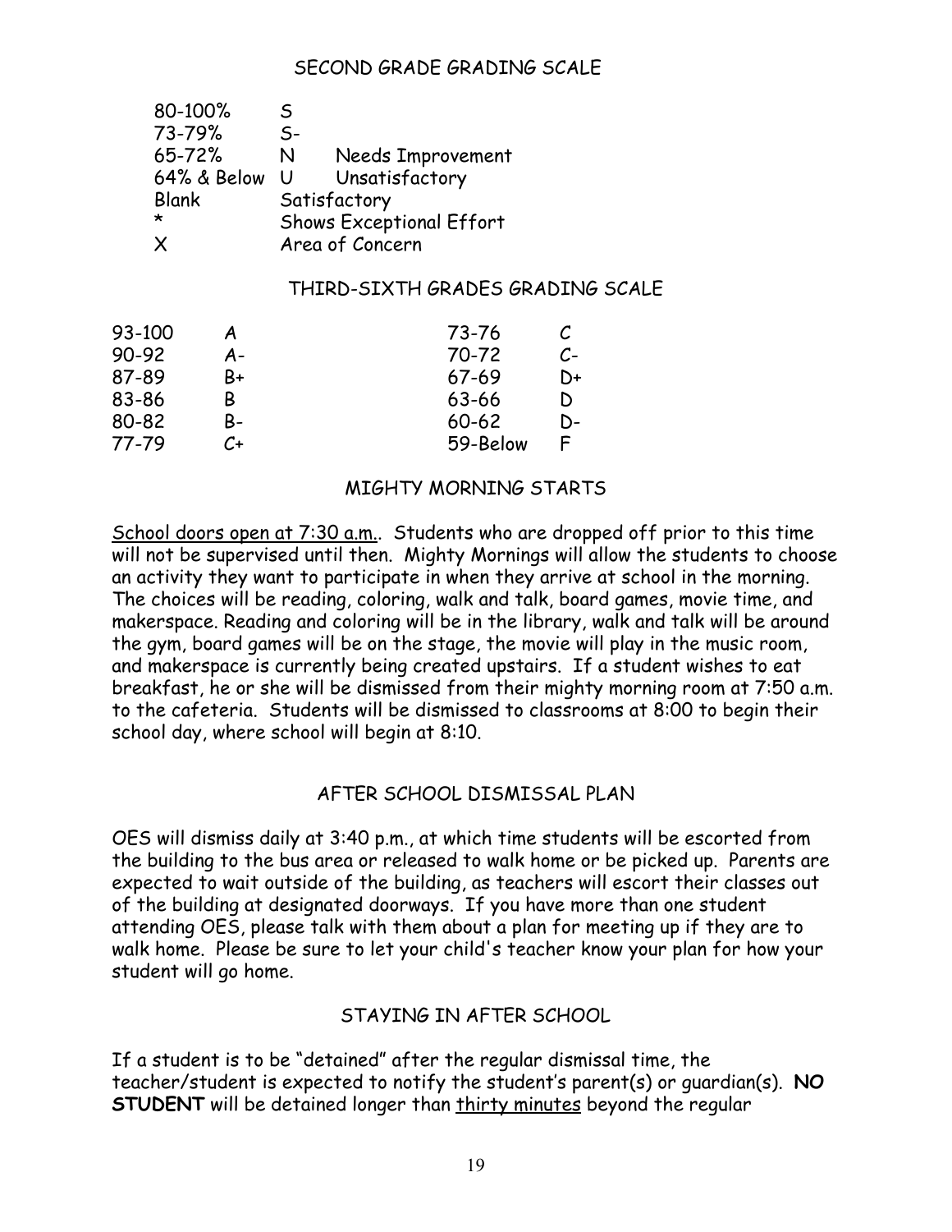## SECOND GRADE GRADING SCALE

| | | |
|---|---|---|
| 80-100% | S | |
| 73-79% | S- | |
| 65-72% | N | Needs Improvement |
| 64% & Below | U | Unsatisfactory |
| Blank | Satisfactory | |
| * | Shows Exceptional Effort | |
| X | Area of Concern | |

## THIRD-SIXTH GRADES GRADING SCALE

| | | | |
|---|---|---|---|
| 93-100 | A | 73-76 | C |
| 90-92 | A- | 70-72 | C- |
| 87-89 | B+ | 67-69 | D+ |
| 83-86 | B | 63-66 | D |
| 80-82 | B- | 60-62 | D- |
| 77-79 | C+ | 59-Below | F |

## MIGHTY MORNING STARTS

School doors open at 7:30 a.m.. Students who are dropped off prior to this time will not be supervised until then. Mighty Mornings will allow the students to choose an activity they want to participate in when they arrive at school in the morning. The choices will be reading, coloring, walk and talk, board games, movie time, and makerspace. Reading and coloring will be in the library, walk and talk will be around the gym, board games will be on the stage, the movie will play in the music room, and makerspace is currently being created upstairs. If a student wishes to eat breakfast, he or she will be dismissed from their mighty morning room at 7:50 a.m. to the cafeteria. Students will be dismissed to classrooms at 8:00 to begin their school day, where school will begin at 8:10.

## AFTER SCHOOL DISMISSAL PLAN

OES will dismiss daily at 3:40 p.m., at which time students will be escorted from the building to the bus area or released to walk home or be picked up. Parents are expected to wait outside of the building, as teachers will escort their classes out of the building at designated doorways. If you have more than one student attending OES, please talk with them about a plan for meeting up if they are to walk home. Please be sure to let your child's teacher know your plan for how your student will go home.

## STAYING IN AFTER SCHOOL

If a student is to be "detained" after the regular dismissal time, the teacher/student is expected to notify the student's parent(s) or guardian(s). **NO STUDENT** will be detained longer than thirty minutes beyond the regular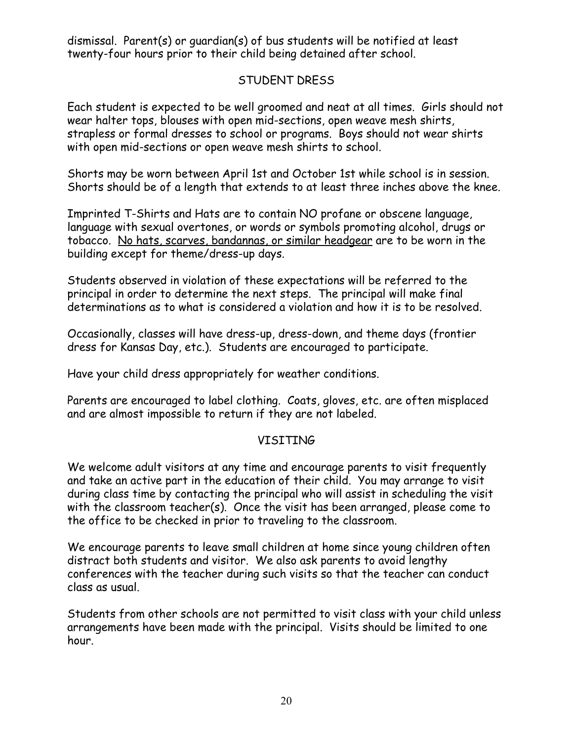dismissal. Parent(s) or guardian(s) of bus students will be notified at least twenty-four hours prior to their child being detained after school.

## STUDENT DRESS

Each student is expected to be well groomed and neat at all times. Girls should not wear halter tops, blouses with open mid-sections, open weave mesh shirts, strapless or formal dresses to school or programs. Boys should not wear shirts with open mid-sections or open weave mesh shirts to school.

Shorts may be worn between April 1st and October 1st while school is in session. Shorts should be of a length that extends to at least three inches above the knee.

Imprinted T-Shirts and Hats are to contain NO profane or obscene language, language with sexual overtones, or words or symbols promoting alcohol, drugs or tobacco. <u>No hats, scarves, bandannas, or similar headgear</u> are to be worn in the building except for theme/dress-up days.

Students observed in violation of these expectations will be referred to the principal in order to determine the next steps. The principal will make final determinations as to what is considered a violation and how it is to be resolved.

Occasionally, classes will have dress-up, dress-down, and theme days (frontier dress for Kansas Day, etc.). Students are encouraged to participate.

Have your child dress appropriately for weather conditions.

Parents are encouraged to label clothing. Coats, gloves, etc. are often misplaced and are almost impossible to return if they are not labeled.

## VISITING

We welcome adult visitors at any time and encourage parents to visit frequently and take an active part in the education of their child. You may arrange to visit during class time by contacting the principal who will assist in scheduling the visit with the classroom teacher(s). Once the visit has been arranged, please come to the office to be checked in prior to traveling to the classroom.

We encourage parents to leave small children at home since young children often distract both students and visitor. We also ask parents to avoid lengthy conferences with the teacher during such visits so that the teacher can conduct class as usual.

Students from other schools are not permitted to visit class with your child unless arrangements have been made with the principal. Visits should be limited to one hour.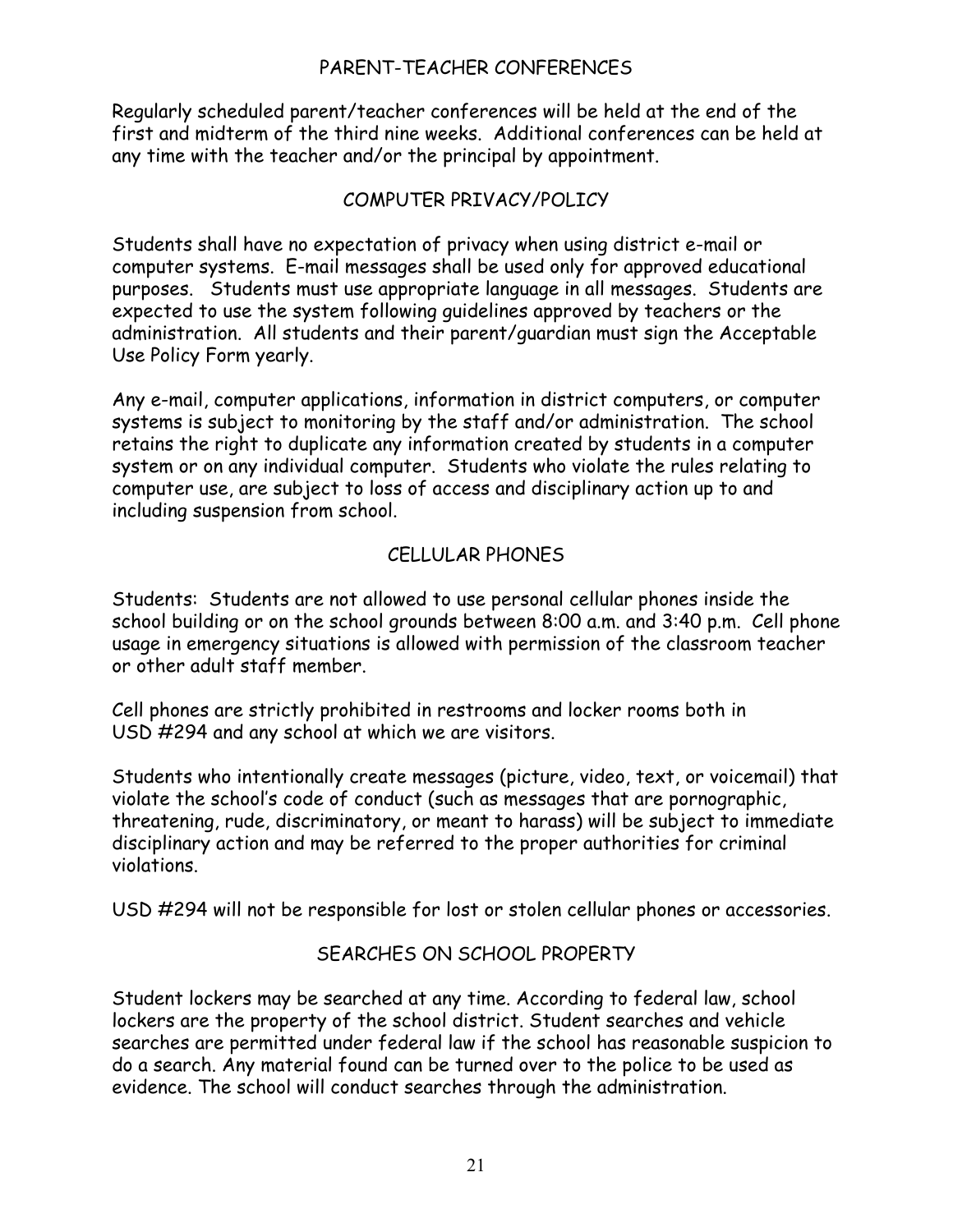## PARENT-TEACHER CONFERENCES

Regularly scheduled parent/teacher conferences will be held at the end of the first and midterm of the third nine weeks. Additional conferences can be held at any time with the teacher and/or the principal by appointment.

## COMPUTER PRIVACY/POLICY

Students shall have no expectation of privacy when using district e-mail or computer systems. E-mail messages shall be used only for approved educational purposes. Students must use appropriate language in all messages. Students are expected to use the system following guidelines approved by teachers or the administration. All students and their parent/guardian must sign the Acceptable Use Policy Form yearly.

Any e-mail, computer applications, information in district computers, or computer systems is subject to monitoring by the staff and/or administration. The school retains the right to duplicate any information created by students in a computer system or on any individual computer. Students who violate the rules relating to computer use, are subject to loss of access and disciplinary action up to and including suspension from school.

## CELLULAR PHONES

Students: Students are not allowed to use personal cellular phones inside the school building or on the school grounds between 8:00 a.m. and 3:40 p.m. Cell phone usage in emergency situations is allowed with permission of the classroom teacher or other adult staff member.

Cell phones are strictly prohibited in restrooms and locker rooms both in USD #294 and any school at which we are visitors.

Students who intentionally create messages (picture, video, text, or voicemail) that violate the school's code of conduct (such as messages that are pornographic, threatening, rude, discriminatory, or meant to harass) will be subject to immediate disciplinary action and may be referred to the proper authorities for criminal violations.

USD #294 will not be responsible for lost or stolen cellular phones or accessories.

## SEARCHES ON SCHOOL PROPERTY

Student lockers may be searched at any time. According to federal law, school lockers are the property of the school district. Student searches and vehicle searches are permitted under federal law if the school has reasonable suspicion to do a search. Any material found can be turned over to the police to be used as evidence. The school will conduct searches through the administration.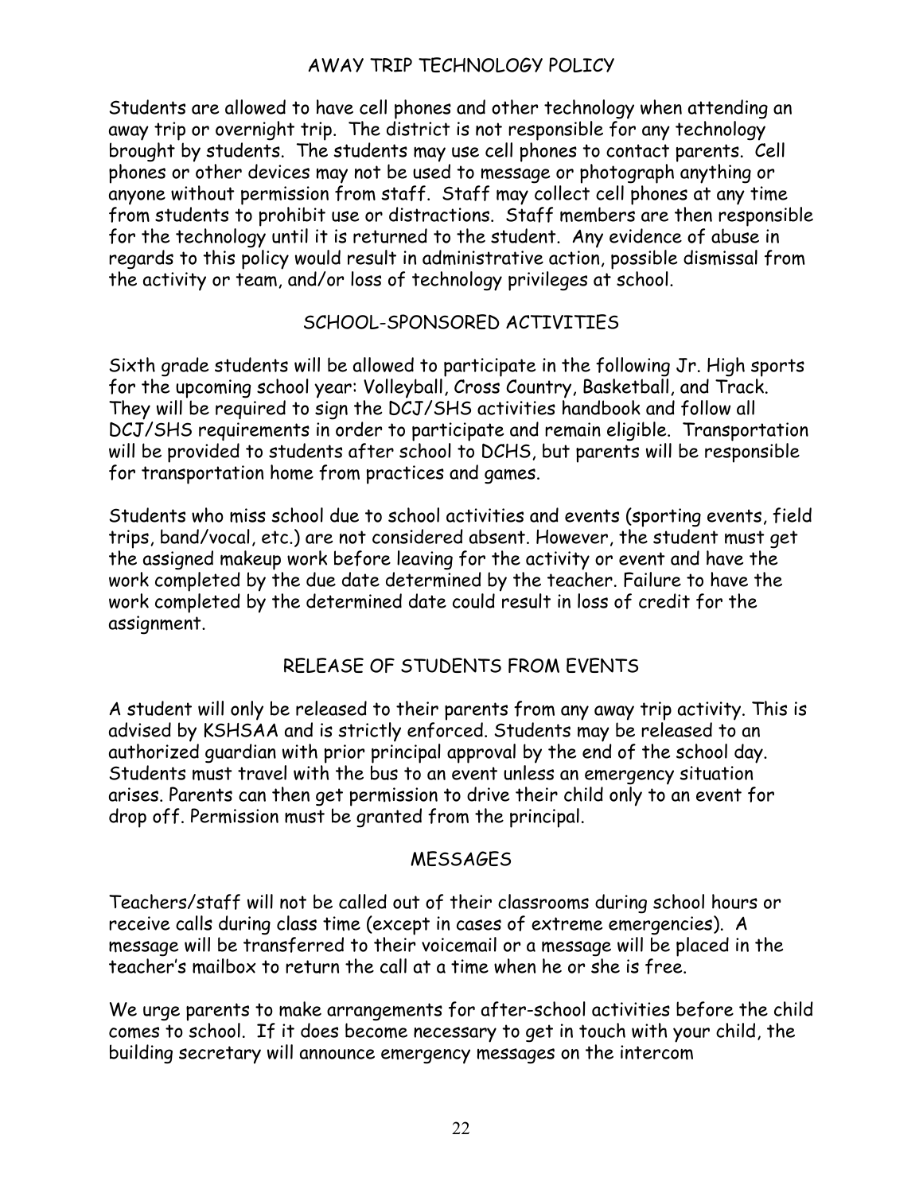## AWAY TRIP TECHNOLOGY POLICY

Students are allowed to have cell phones and other technology when attending an away trip or overnight trip. The district is not responsible for any technology brought by students. The students may use cell phones to contact parents. Cell phones or other devices may not be used to message or photograph anything or anyone without permission from staff. Staff may collect cell phones at any time from students to prohibit use or distractions. Staff members are then responsible for the technology until it is returned to the student. Any evidence of abuse in regards to this policy would result in administrative action, possible dismissal from the activity or team, and/or loss of technology privileges at school.

## SCHOOL-SPONSORED ACTIVITIES

Sixth grade students will be allowed to participate in the following Jr. High sports for the upcoming school year: Volleyball, Cross Country, Basketball, and Track. They will be required to sign the DCJ/SHS activities handbook and follow all DCJ/SHS requirements in order to participate and remain eligible. Transportation will be provided to students after school to DCHS, but parents will be responsible for transportation home from practices and games.

Students who miss school due to school activities and events (sporting events, field trips, band/vocal, etc.) are not considered absent. However, the student must get the assigned makeup work before leaving for the activity or event and have the work completed by the due date determined by the teacher. Failure to have the work completed by the determined date could result in loss of credit for the assignment.

## RELEASE OF STUDENTS FROM EVENTS

A student will only be released to their parents from any away trip activity. This is advised by KSHSAA and is strictly enforced. Students may be released to an authorized guardian with prior principal approval by the end of the school day. Students must travel with the bus to an event unless an emergency situation arises. Parents can then get permission to drive their child only to an event for drop off. Permission must be granted from the principal.

## MESSAGES

Teachers/staff will not be called out of their classrooms during school hours or receive calls during class time (except in cases of extreme emergencies). A message will be transferred to their voicemail or a message will be placed in the teacher's mailbox to return the call at a time when he or she is free.

We urge parents to make arrangements for after-school activities before the child comes to school. If it does become necessary to get in touch with your child, the building secretary will announce emergency messages on the intercom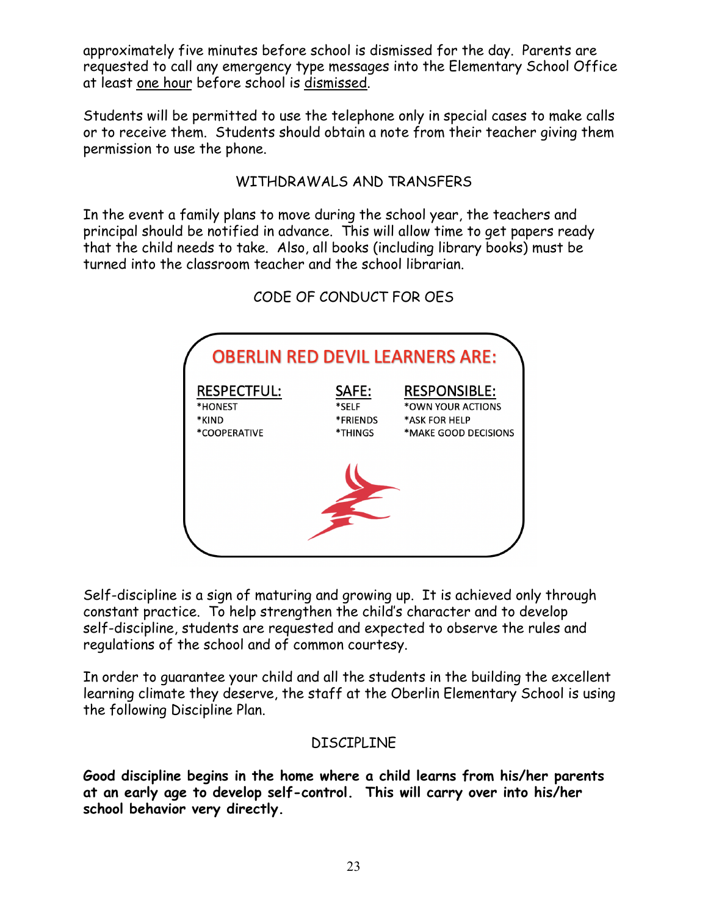approximately five minutes before school is dismissed for the day. Parents are requested to call any emergency type messages into the Elementary School Office at least one hour before school is dismissed.

Students will be permitted to use the telephone only in special cases to make calls or to receive them. Students should obtain a note from their teacher giving them permission to use the phone.

## WITHDRAWALS AND TRANSFERS

In the event a family plans to move during the school year, the teachers and principal should be notified in advance. This will allow time to get papers ready that the child needs to take. Also, all books (including library books) must be turned into the classroom teacher and the school librarian.

## CODE OF CONDUCT FOR OES

**OBERLIN RED DEVIL LEARNERS ARE:**

| RESPECTFUL: | SAFE: | RESPONSIBLE: |
|---|---|---|
| *HONEST | *SELF | *OWN YOUR ACTIONS |
| *KIND | *FRIENDS | *ASK FOR HELP |
| *COOPERATIVE | *THINGS | *MAKE GOOD DECISIONS |

Self-discipline is a sign of maturing and growing up. It is achieved only through constant practice. To help strengthen the child's character and to develop self-discipline, students are requested and expected to observe the rules and regulations of the school and of common courtesy.

In order to guarantee your child and all the students in the building the excellent learning climate they deserve, the staff at the Oberlin Elementary School is using the following Discipline Plan.

## DISCIPLINE

**Good discipline begins in the home where a child learns from his/her parents at an early age to develop self-control. This will carry over into his/her school behavior very directly.**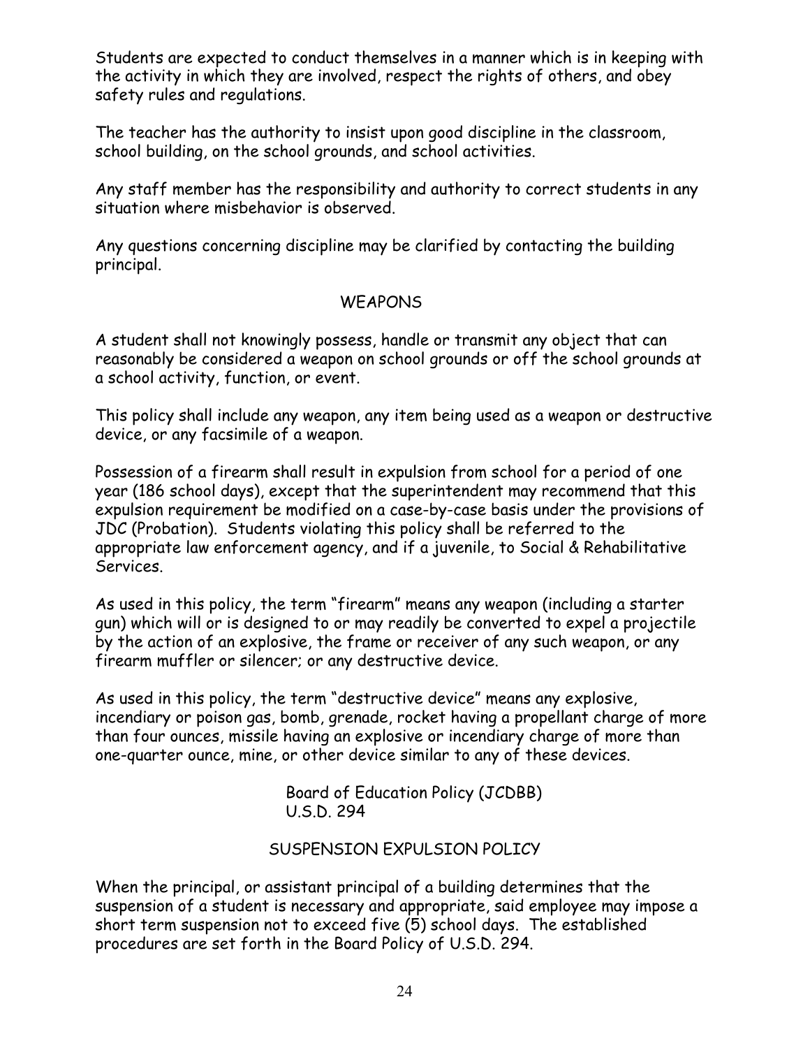Students are expected to conduct themselves in a manner which is in keeping with the activity in which they are involved, respect the rights of others, and obey safety rules and regulations.

The teacher has the authority to insist upon good discipline in the classroom, school building, on the school grounds, and school activities.

Any staff member has the responsibility and authority to correct students in any situation where misbehavior is observed.

Any questions concerning discipline may be clarified by contacting the building principal.

## WEAPONS

A student shall not knowingly possess, handle or transmit any object that can reasonably be considered a weapon on school grounds or off the school grounds at a school activity, function, or event.

This policy shall include any weapon, any item being used as a weapon or destructive device, or any facsimile of a weapon.

Possession of a firearm shall result in expulsion from school for a period of one year (186 school days), except that the superintendent may recommend that this expulsion requirement be modified on a case-by-case basis under the provisions of JDC (Probation). Students violating this policy shall be referred to the appropriate law enforcement agency, and if a juvenile, to Social & Rehabilitative Services.

As used in this policy, the term "firearm" means any weapon (including a starter gun) which will or is designed to or may readily be converted to expel a projectile by the action of an explosive, the frame or receiver of any such weapon, or any firearm muffler or silencer; or any destructive device.

As used in this policy, the term "destructive device" means any explosive, incendiary or poison gas, bomb, grenade, rocket having a propellant charge of more than four ounces, missile having an explosive or incendiary charge of more than one-quarter ounce, mine, or other device similar to any of these devices.

Board of Education Policy (JCDBB)
U.S.D. 294

## SUSPENSION EXPULSION POLICY

When the principal, or assistant principal of a building determines that the suspension of a student is necessary and appropriate, said employee may impose a short term suspension not to exceed five (5) school days. The established procedures are set forth in the Board Policy of U.S.D. 294.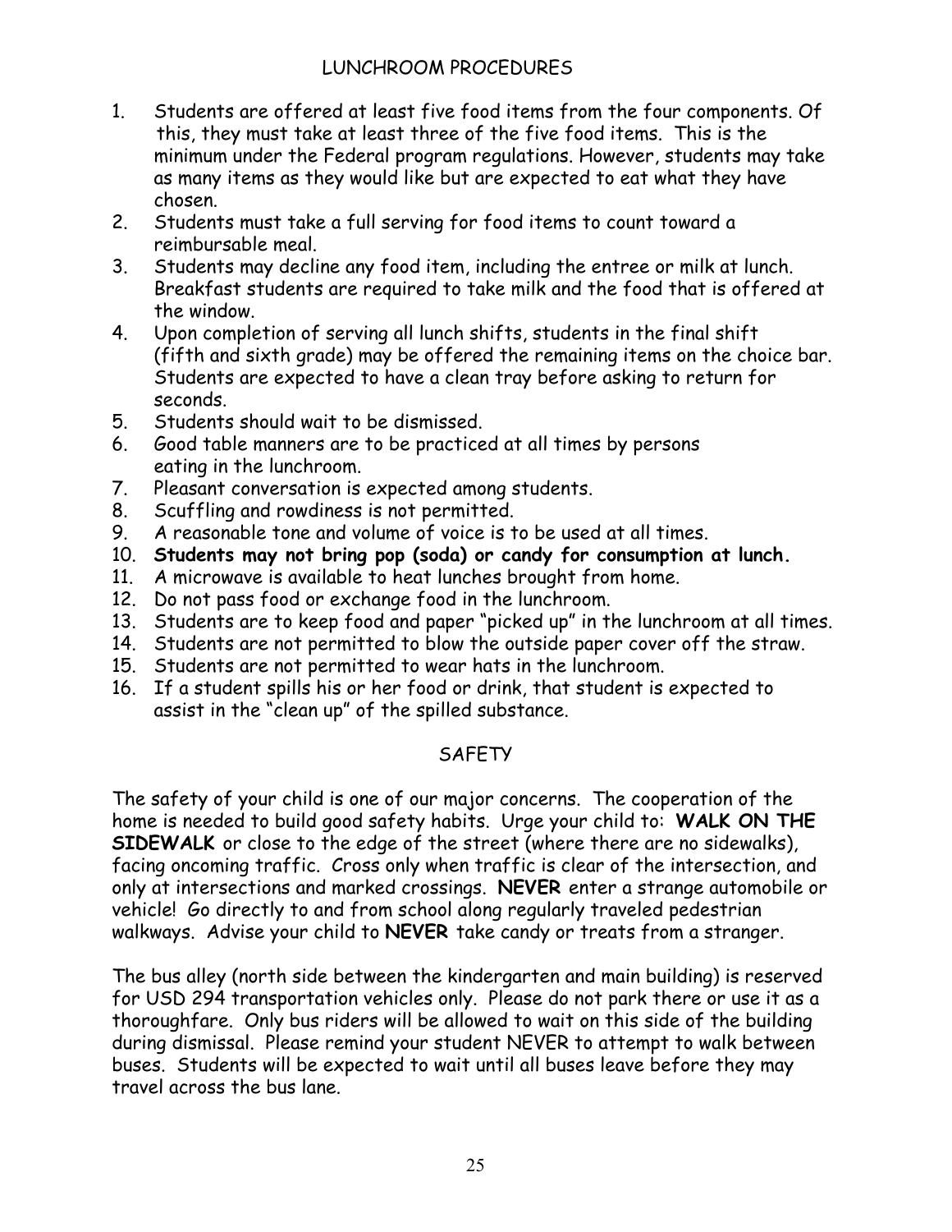## LUNCHROOM PROCEDURES

1. Students are offered at least five food items from the four components. Of this, they must take at least three of the five food items. This is the minimum under the Federal program regulations. However, students may take as many items as they would like but are expected to eat what they have chosen.
2. Students must take a full serving for food items to count toward a reimbursable meal.
3. Students may decline any food item, including the entree or milk at lunch. Breakfast students are required to take milk and the food that is offered at the window.
4. Upon completion of serving all lunch shifts, students in the final shift (fifth and sixth grade) may be offered the remaining items on the choice bar. Students are expected to have a clean tray before asking to return for seconds.
5. Students should wait to be dismissed.
6. Good table manners are to be practiced at all times by persons eating in the lunchroom.
7. Pleasant conversation is expected among students.
8. Scuffling and rowdiness is not permitted.
9. A reasonable tone and volume of voice is to be used at all times.
10. **Students may not bring pop (soda) or candy for consumption at lunch.**
11. A microwave is available to heat lunches brought from home.
12. Do not pass food or exchange food in the lunchroom.
13. Students are to keep food and paper "picked up" in the lunchroom at all times.
14. Students are not permitted to blow the outside paper cover off the straw.
15. Students are not permitted to wear hats in the lunchroom.
16. If a student spills his or her food or drink, that student is expected to assist in the "clean up" of the spilled substance.

## SAFETY

The safety of your child is one of our major concerns. The cooperation of the home is needed to build good safety habits. Urge your child to: **WALK ON THE SIDEWALK** or close to the edge of the street (where there are no sidewalks), facing oncoming traffic. Cross only when traffic is clear of the intersection, and only at intersections and marked crossings. **NEVER** enter a strange automobile or vehicle! Go directly to and from school along regularly traveled pedestrian walkways. Advise your child to **NEVER** take candy or treats from a stranger.

The bus alley (north side between the kindergarten and main building) is reserved for USD 294 transportation vehicles only. Please do not park there or use it as a thoroughfare. Only bus riders will be allowed to wait on this side of the building during dismissal. Please remind your student NEVER to attempt to walk between buses. Students will be expected to wait until all buses leave before they may travel across the bus lane.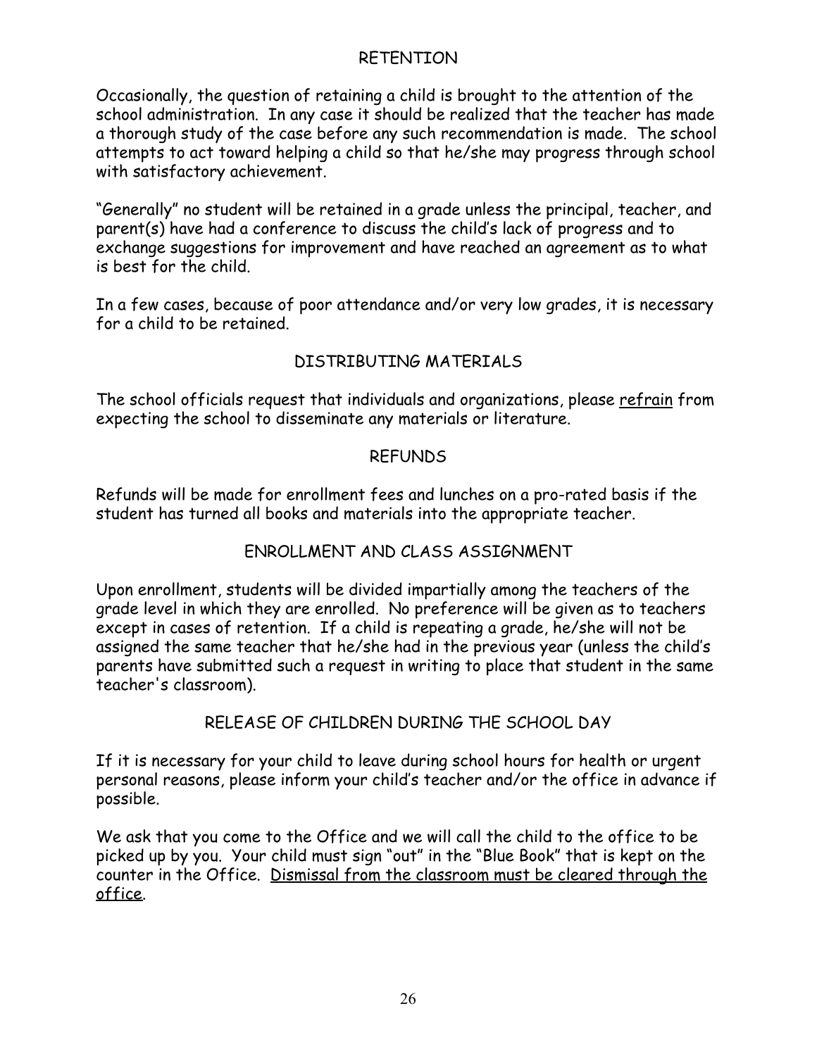## RETENTION

Occasionally, the question of retaining a child is brought to the attention of the school administration. In any case it should be realized that the teacher has made a thorough study of the case before any such recommendation is made. The school attempts to act toward helping a child so that he/she may progress through school with satisfactory achievement.

"Generally" no student will be retained in a grade unless the principal, teacher, and parent(s) have had a conference to discuss the child's lack of progress and to exchange suggestions for improvement and have reached an agreement as to what is best for the child.

In a few cases, because of poor attendance and/or very low grades, it is necessary for a child to be retained.

## DISTRIBUTING MATERIALS

The school officials request that individuals and organizations, please <u>refrain</u> from expecting the school to disseminate any materials or literature.

## REFUNDS

Refunds will be made for enrollment fees and lunches on a pro-rated basis if the student has turned all books and materials into the appropriate teacher.

## ENROLLMENT AND CLASS ASSIGNMENT

Upon enrollment, students will be divided impartially among the teachers of the grade level in which they are enrolled. No preference will be given as to teachers except in cases of retention. If a child is repeating a grade, he/she will not be assigned the same teacher that he/she had in the previous year (unless the child's parents have submitted such a request in writing to place that student in the same teacher's classroom).

## RELEASE OF CHILDREN DURING THE SCHOOL DAY

If it is necessary for your child to leave during school hours for health or urgent personal reasons, please inform your child's teacher and/or the office in advance if possible.

We ask that you come to the Office and we will call the child to the office to be picked up by you. Your child must sign "out" in the "Blue Book" that is kept on the counter in the Office. <u>Dismissal from the classroom must be cleared through the office</u>.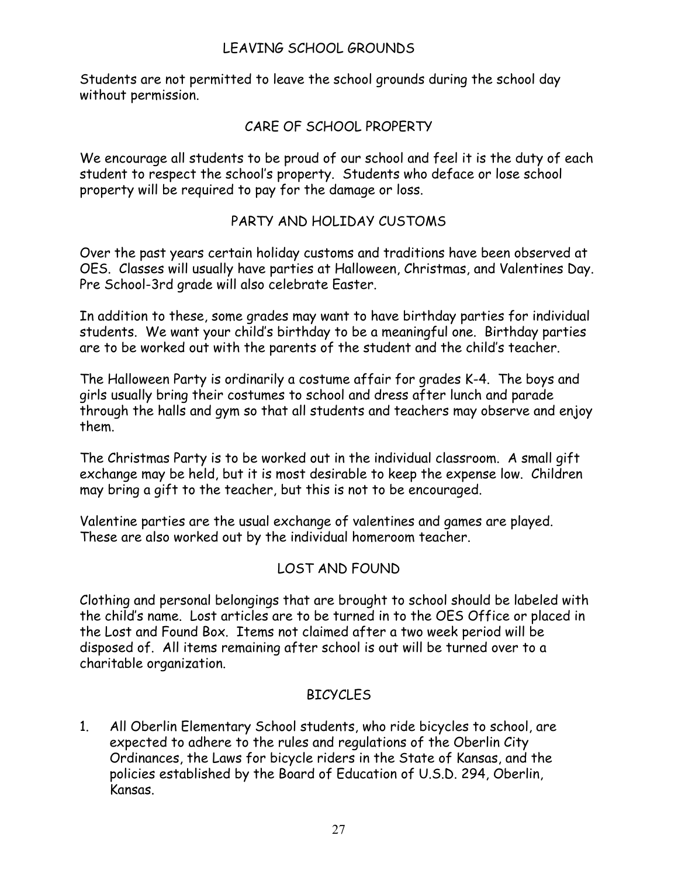## LEAVING SCHOOL GROUNDS

Students are not permitted to leave the school grounds during the school day without permission.

## CARE OF SCHOOL PROPERTY

We encourage all students to be proud of our school and feel it is the duty of each student to respect the school's property. Students who deface or lose school property will be required to pay for the damage or loss.

## PARTY AND HOLIDAY CUSTOMS

Over the past years certain holiday customs and traditions have been observed at OES. Classes will usually have parties at Halloween, Christmas, and Valentines Day. Pre School-3rd grade will also celebrate Easter.

In addition to these, some grades may want to have birthday parties for individual students. We want your child's birthday to be a meaningful one. Birthday parties are to be worked out with the parents of the student and the child's teacher.

The Halloween Party is ordinarily a costume affair for grades K-4. The boys and girls usually bring their costumes to school and dress after lunch and parade through the halls and gym so that all students and teachers may observe and enjoy them.

The Christmas Party is to be worked out in the individual classroom. A small gift exchange may be held, but it is most desirable to keep the expense low. Children may bring a gift to the teacher, but this is not to be encouraged.

Valentine parties are the usual exchange of valentines and games are played. These are also worked out by the individual homeroom teacher.

## LOST AND FOUND

Clothing and personal belongings that are brought to school should be labeled with the child's name. Lost articles are to be turned in to the OES Office or placed in the Lost and Found Box. Items not claimed after a two week period will be disposed of. All items remaining after school is out will be turned over to a charitable organization.

## BICYCLES

1. All Oberlin Elementary School students, who ride bicycles to school, are expected to adhere to the rules and regulations of the Oberlin City Ordinances, the Laws for bicycle riders in the State of Kansas, and the policies established by the Board of Education of U.S.D. 294, Oberlin, Kansas.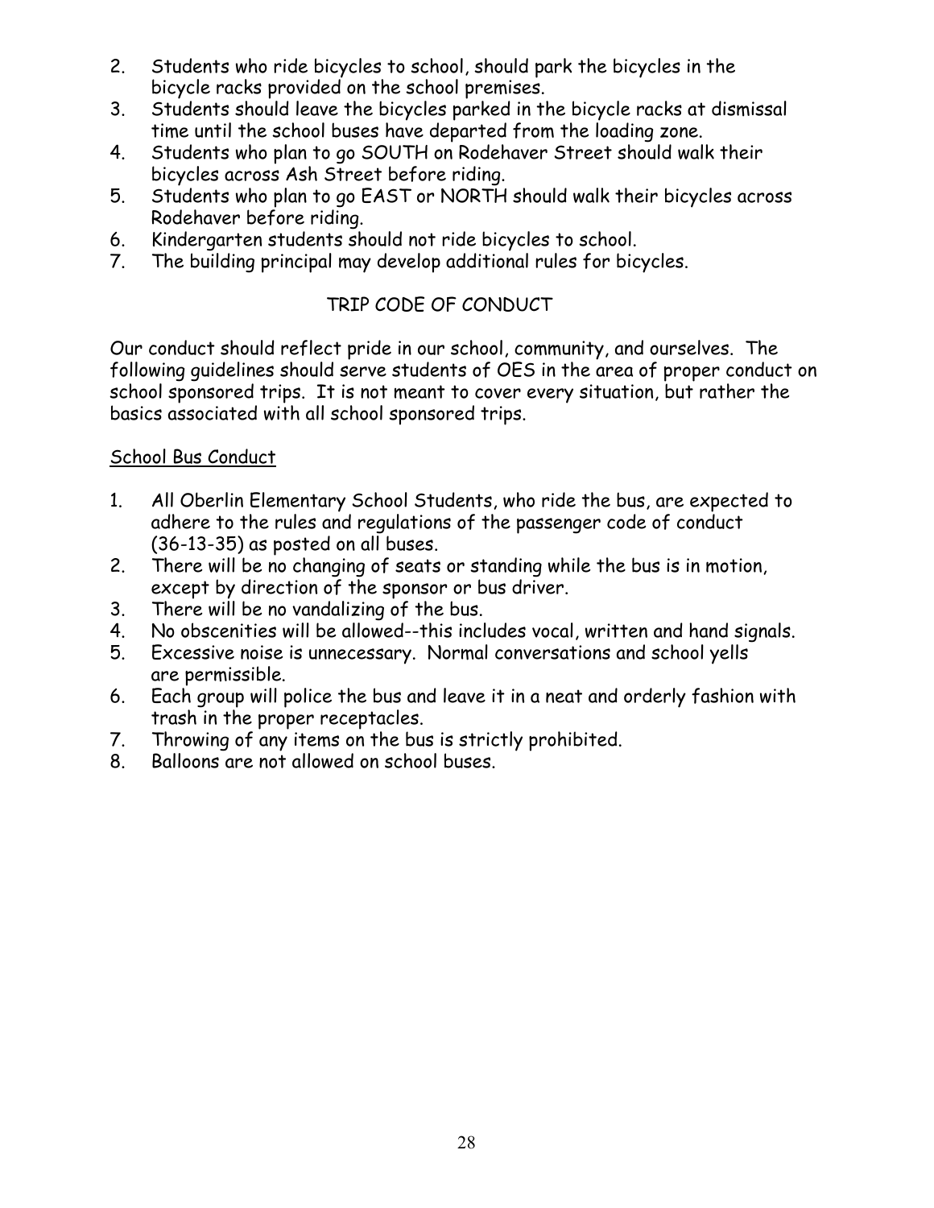2. Students who ride bicycles to school, should park the bicycles in the bicycle racks provided on the school premises.
3. Students should leave the bicycles parked in the bicycle racks at dismissal time until the school buses have departed from the loading zone.
4. Students who plan to go SOUTH on Rodehaver Street should walk their bicycles across Ash Street before riding.
5. Students who plan to go EAST or NORTH should walk their bicycles across Rodehaver before riding.
6. Kindergarten students should not ride bicycles to school.
7. The building principal may develop additional rules for bicycles.

## TRIP CODE OF CONDUCT

Our conduct should reflect pride in our school, community, and ourselves. The following guidelines should serve students of OES in the area of proper conduct on school sponsored trips. It is not meant to cover every situation, but rather the basics associated with all school sponsored trips.

### School Bus Conduct

1. All Oberlin Elementary School Students, who ride the bus, are expected to adhere to the rules and regulations of the passenger code of conduct (36-13-35) as posted on all buses.
2. There will be no changing of seats or standing while the bus is in motion, except by direction of the sponsor or bus driver.
3. There will be no vandalizing of the bus.
4. No obscenities will be allowed--this includes vocal, written and hand signals.
5. Excessive noise is unnecessary. Normal conversations and school yells are permissible.
6. Each group will police the bus and leave it in a neat and orderly fashion with trash in the proper receptacles.
7. Throwing of any items on the bus is strictly prohibited.
8. Balloons are not allowed on school buses.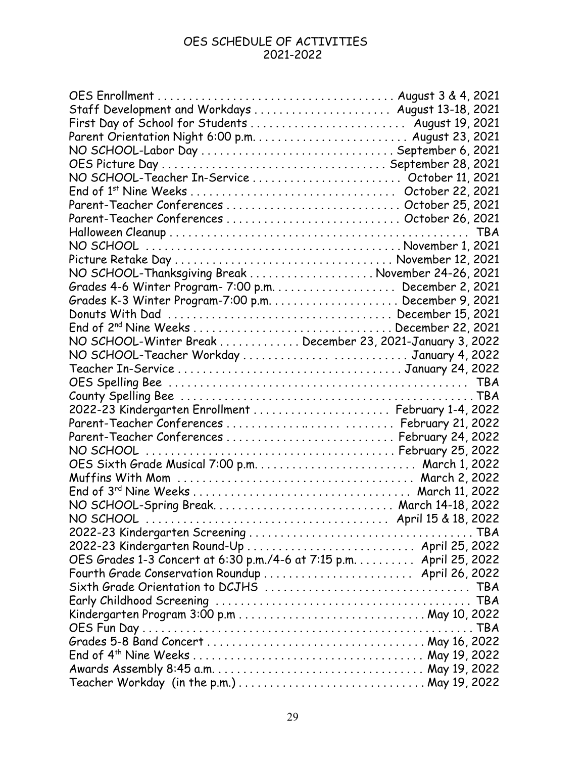# OES SCHEDULE OF ACTIVITIES
## 2021-2022

| Activity | Date |
|---|---|
| OES Enrollment | August 3 & 4, 2021 |
| Staff Development and Workdays | August 13-18, 2021 |
| First Day of School for Students | August 19, 2021 |
| Parent Orientation Night 6:00 p.m. | August 23, 2021 |
| NO SCHOOL-Labor Day | September 6, 2021 |
| OES Picture Day | September 28, 2021 |
| NO SCHOOL-Teacher In-Service | October 11, 2021 |
| End of 1st Nine Weeks | October 22, 2021 |
| Parent-Teacher Conferences | October 25, 2021 |
| Parent-Teacher Conferences | October 26, 2021 |
| Halloween Cleanup | TBA |
| NO SCHOOL | November 1, 2021 |
| Picture Retake Day | November 12, 2021 |
| NO SCHOOL-Thanksgiving Break | November 24-26, 2021 |
| Grades 4-6 Winter Program- 7:00 p.m. | December 2, 2021 |
| Grades K-3 Winter Program-7:00 p.m. | December 9, 2021 |
| Donuts With Dad | December 15, 2021 |
| End of 2nd Nine Weeks | December 22, 2021 |
| NO SCHOOL-Winter Break | December 23, 2021-January 3, 2022 |
| NO SCHOOL-Teacher Workday | January 4, 2022 |
| Teacher In-Service | January 24, 2022 |
| OES Spelling Bee | TBA |
| County Spelling Bee | TBA |
| 2022-23 Kindergarten Enrollment | February 1-4, 2022 |
| Parent-Teacher Conferences | February 21, 2022 |
| Parent-Teacher Conferences | February 24, 2022 |
| NO SCHOOL | February 25, 2022 |
| OES Sixth Grade Musical 7:00 p.m. | March 1, 2022 |
| Muffins With Mom | March 2, 2022 |
| End of 3rd Nine Weeks | March 11, 2022 |
| NO SCHOOL-Spring Break. | March 14-18, 2022 |
| NO SCHOOL | April 15 & 18, 2022 |
| 2022-23 Kindergarten Screening | TBA |
| 2022-23 Kindergarten Round-Up | April 25, 2022 |
| OES Grades 1-3 Concert at 6:30 p.m./4-6 at 7:15 p.m. | April 25, 2022 |
| Fourth Grade Conservation Roundup | April 26, 2022 |
| Sixth Grade Orientation to DCJHS | TBA |
| Early Childhood Screening | TBA |
| Kindergarten Program 3:00 p.m | May 10, 2022 |
| OES Fun Day | TBA |
| Grades 5-8 Band Concert | May 16, 2022 |
| End of 4th Nine Weeks | May 19, 2022 |
| Awards Assembly 8:45 a.m. | May 19, 2022 |
| Teacher Workday (in the p.m.) | May 19, 2022 |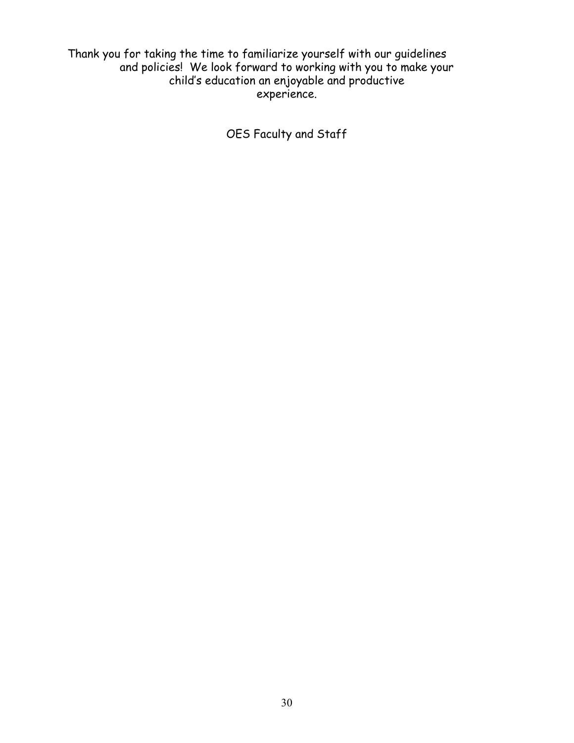Thank you for taking the time to familiarize yourself with our guidelines and policies! We look forward to working with you to make your child's education an enjoyable and productive experience.

OES Faculty and Staff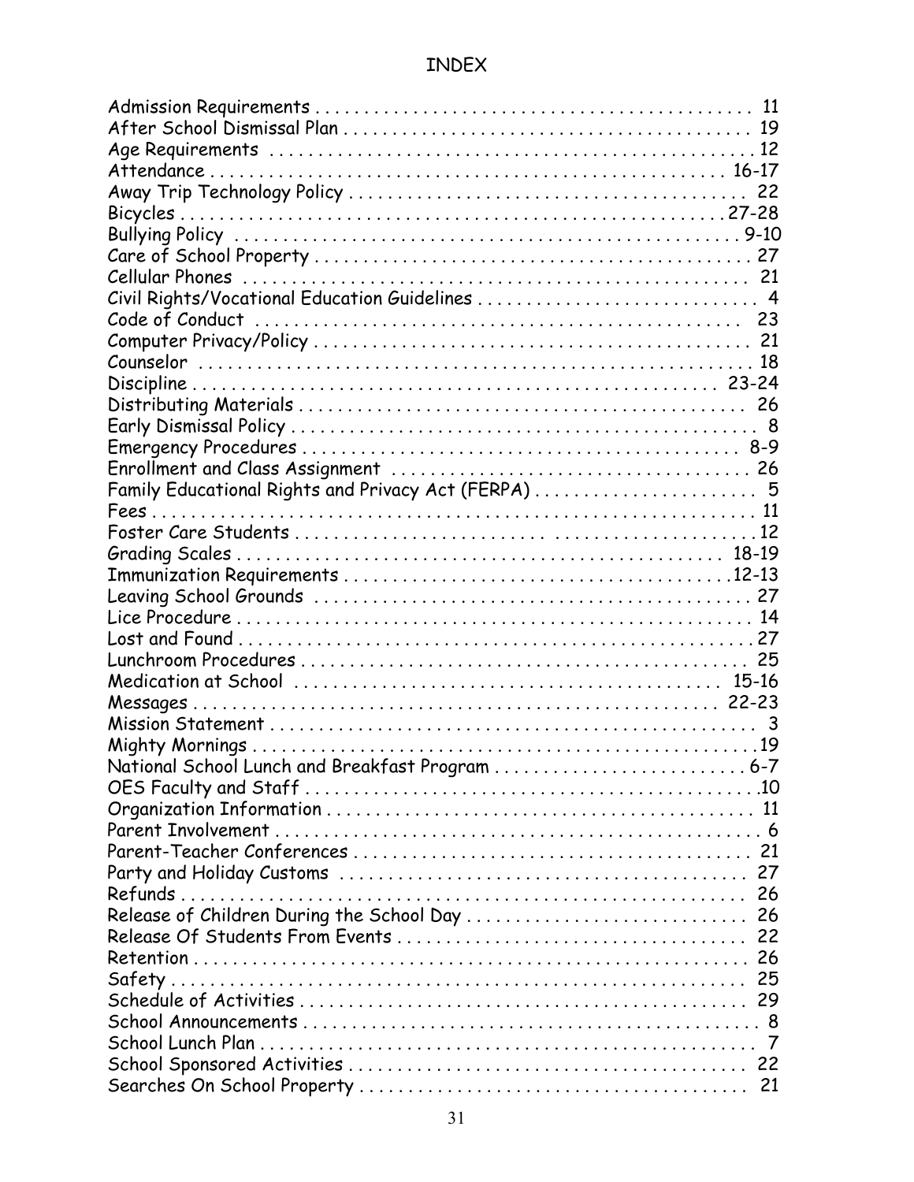# INDEX

Admission Requirements . . . . . . . . . . . . . . . . . . . . . . . . . . . . . . . . . . . . . . . . . . . . 11
After School Dismissal Plan . . . . . . . . . . . . . . . . . . . . . . . . . . . . . . . . . . . . . . . . . . 19
Age Requirements . . . . . . . . . . . . . . . . . . . . . . . . . . . . . . . . . . . . . . . . . . . . . . . 12
Attendance . . . . . . . . . . . . . . . . . . . . . . . . . . . . . . . . . . . . . . . . . . . . . . . . . 16-17
Away Trip Technology Policy . . . . . . . . . . . . . . . . . . . . . . . . . . . . . . . . . . . . . . . . 22
Bicycles . . . . . . . . . . . . . . . . . . . . . . . . . . . . . . . . . . . . . . . . . . . . . . . . . . . 27-28
Bullying Policy . . . . . . . . . . . . . . . . . . . . . . . . . . . . . . . . . . . . . . . . . . . . . . . . 9-10
Care of School Property . . . . . . . . . . . . . . . . . . . . . . . . . . . . . . . . . . . . . . . . . . . 27
Cellular Phones . . . . . . . . . . . . . . . . . . . . . . . . . . . . . . . . . . . . . . . . . . . . . . . . 21
Civil Rights/Vocational Education Guidelines . . . . . . . . . . . . . . . . . . . . . . . . . . . . . 4
Code of Conduct . . . . . . . . . . . . . . . . . . . . . . . . . . . . . . . . . . . . . . . . . . . . . . . 23
Computer Privacy/Policy . . . . . . . . . . . . . . . . . . . . . . . . . . . . . . . . . . . . . . . . . . 21
Counselor . . . . . . . . . . . . . . . . . . . . . . . . . . . . . . . . . . . . . . . . . . . . . . . . . . . . 18
Discipline . . . . . . . . . . . . . . . . . . . . . . . . . . . . . . . . . . . . . . . . . . . . . . . . . . . 23-24
Distributing Materials . . . . . . . . . . . . . . . . . . . . . . . . . . . . . . . . . . . . . . . . . . . . 26
Early Dismissal Policy . . . . . . . . . . . . . . . . . . . . . . . . . . . . . . . . . . . . . . . . . . . . . 8
Emergency Procedures . . . . . . . . . . . . . . . . . . . . . . . . . . . . . . . . . . . . . . . . . . . 8-9
Enrollment and Class Assignment . . . . . . . . . . . . . . . . . . . . . . . . . . . . . . . . . . . . 26
Family Educational Rights and Privacy Act (FERPA) . . . . . . . . . . . . . . . . . . . . . . . 5
Fees . . . . . . . . . . . . . . . . . . . . . . . . . . . . . . . . . . . . . . . . . . . . . . . . . . . . . . . . 11
Foster Care Students . . . . . . . . . . . . . . . . . . . . . . . . . . . . . . . . . . . . . . . . . . . . 12
Grading Scales . . . . . . . . . . . . . . . . . . . . . . . . . . . . . . . . . . . . . . . . . . . . . . . 18-19
Immunization Requirements . . . . . . . . . . . . . . . . . . . . . . . . . . . . . . . . . . . . . . 12-13
Leaving School Grounds . . . . . . . . . . . . . . . . . . . . . . . . . . . . . . . . . . . . . . . . . . 27
Lice Procedure . . . . . . . . . . . . . . . . . . . . . . . . . . . . . . . . . . . . . . . . . . . . . . . . 14
Lost and Found . . . . . . . . . . . . . . . . . . . . . . . . . . . . . . . . . . . . . . . . . . . . . . . . 27
Lunchroom Procedures . . . . . . . . . . . . . . . . . . . . . . . . . . . . . . . . . . . . . . . . . . . 25
Medication at School . . . . . . . . . . . . . . . . . . . . . . . . . . . . . . . . . . . . . . . . . . . 15-16
Messages . . . . . . . . . . . . . . . . . . . . . . . . . . . . . . . . . . . . . . . . . . . . . . . . . . . 22-23
Mission Statement . . . . . . . . . . . . . . . . . . . . . . . . . . . . . . . . . . . . . . . . . . . . . . . 3
Mighty Mornings . . . . . . . . . . . . . . . . . . . . . . . . . . . . . . . . . . . . . . . . . . . . . . . 19
National School Lunch and Breakfast Program . . . . . . . . . . . . . . . . . . . . . . . . . . . 6-7
OES Faculty and Staff . . . . . . . . . . . . . . . . . . . . . . . . . . . . . . . . . . . . . . . . . . . . 10
Organization Information . . . . . . . . . . . . . . . . . . . . . . . . . . . . . . . . . . . . . . . . . . 11
Parent Involvement . . . . . . . . . . . . . . . . . . . . . . . . . . . . . . . . . . . . . . . . . . . . . . . 6
Parent-Teacher Conferences . . . . . . . . . . . . . . . . . . . . . . . . . . . . . . . . . . . . . . . . 21
Party and Holiday Customs . . . . . . . . . . . . . . . . . . . . . . . . . . . . . . . . . . . . . . . . 27
Refunds . . . . . . . . . . . . . . . . . . . . . . . . . . . . . . . . . . . . . . . . . . . . . . . . . . . . . 26
Release of Children During the School Day . . . . . . . . . . . . . . . . . . . . . . . . . . . . . 26
Release Of Students From Events . . . . . . . . . . . . . . . . . . . . . . . . . . . . . . . . . . . 22
Retention . . . . . . . . . . . . . . . . . . . . . . . . . . . . . . . . . . . . . . . . . . . . . . . . . . . . . 26
Safety . . . . . . . . . . . . . . . . . . . . . . . . . . . . . . . . . . . . . . . . . . . . . . . . . . . . . . 25
Schedule of Activities . . . . . . . . . . . . . . . . . . . . . . . . . . . . . . . . . . . . . . . . . . . . 29
School Announcements . . . . . . . . . . . . . . . . . . . . . . . . . . . . . . . . . . . . . . . . . . . . 8
School Lunch Plan . . . . . . . . . . . . . . . . . . . . . . . . . . . . . . . . . . . . . . . . . . . . . . . . 7
School Sponsored Activities . . . . . . . . . . . . . . . . . . . . . . . . . . . . . . . . . . . . . . . . 22
Searches On School Property . . . . . . . . . . . . . . . . . . . . . . . . . . . . . . . . . . . . . . . 21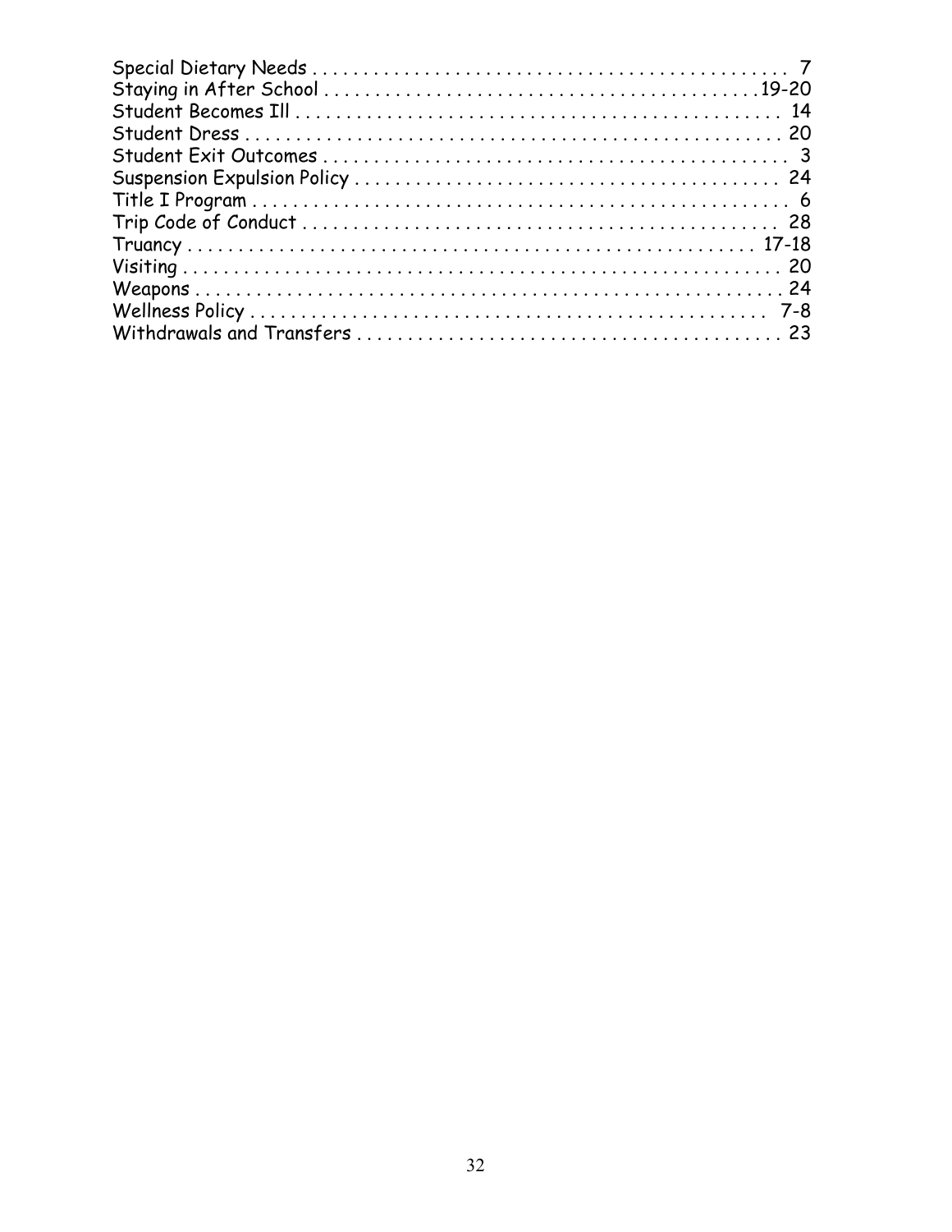Special Dietary Needs . . . . . . . . . . . . . . . . . . . . . . . . . . . . . . . . . . . . . . . . . . . . . . . 7
Staying in After School . . . . . . . . . . . . . . . . . . . . . . . . . . . . . . . . . . . . . . . . . . .19-20
Student Becomes Ill . . . . . . . . . . . . . . . . . . . . . . . . . . . . . . . . . . . . . . . . . . . . . . . 14
Student Dress . . . . . . . . . . . . . . . . . . . . . . . . . . . . . . . . . . . . . . . . . . . . . . . . . . . 20
Student Exit Outcomes . . . . . . . . . . . . . . . . . . . . . . . . . . . . . . . . . . . . . . . . . . . . . . 3
Suspension Expulsion Policy . . . . . . . . . . . . . . . . . . . . . . . . . . . . . . . . . . . . . . . . . 24
Title I Program . . . . . . . . . . . . . . . . . . . . . . . . . . . . . . . . . . . . . . . . . . . . . . . . . . . . 6
Trip Code of Conduct . . . . . . . . . . . . . . . . . . . . . . . . . . . . . . . . . . . . . . . . . . . . . . 28
Truancy . . . . . . . . . . . . . . . . . . . . . . . . . . . . . . . . . . . . . . . . . . . . . . . . . . . . . 17-18
Visiting . . . . . . . . . . . . . . . . . . . . . . . . . . . . . . . . . . . . . . . . . . . . . . . . . . . . . . . . . 20
Weapons . . . . . . . . . . . . . . . . . . . . . . . . . . . . . . . . . . . . . . . . . . . . . . . . . . . . . . . . 24
Wellness Policy . . . . . . . . . . . . . . . . . . . . . . . . . . . . . . . . . . . . . . . . . . . . . . . . . 7-8
Withdrawals and Transfers . . . . . . . . . . . . . . . . . . . . . . . . . . . . . . . . . . . . . . . . . . 23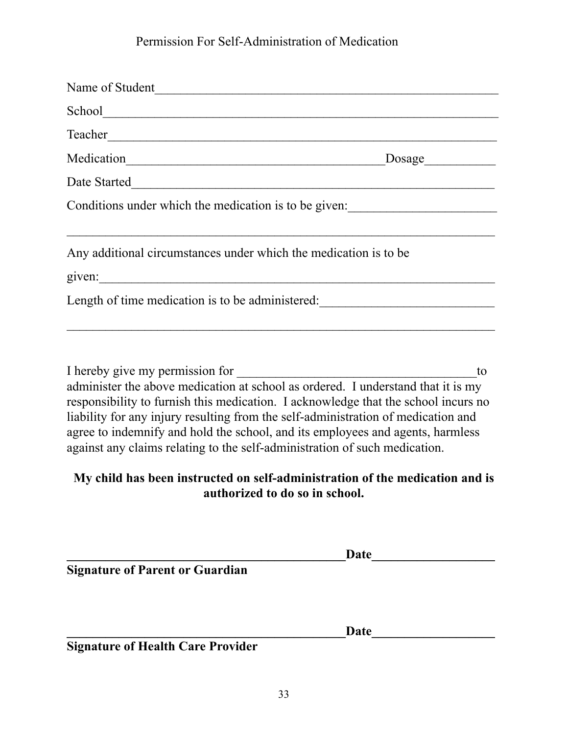# Permission For Self-Administration of Medication

Name of Student_______________________________________________________

School____________________________________________________________

Teacher___________________________________________________________

Medication________________________________________Dosage___________

Date Started_______________________________________________________

Conditions under which the medication is to be given:_______________________

___________________________________________________________________

Any additional circumstances under which the medication is to be

given:______________________________________________________________

Length of time medication is to be administered:___________________________

___________________________________________________________________

I hereby give my permission for ______________________________________to administer the above medication at school as ordered. I understand that it is my responsibility to furnish this medication. I acknowledge that the school incurs no liability for any injury resulting from the self-administration of medication and agree to indemnify and hold the school, and its employees and agents, harmless against any claims relating to the self-administration of such medication.

**My child has been instructed on self-administration of the medication and is authorized to do so in school.**

**_____________________________________________Date___________________**
**Signature of Parent or Guardian**

**_____________________________________________Date___________________**
**Signature of Health Care Provider**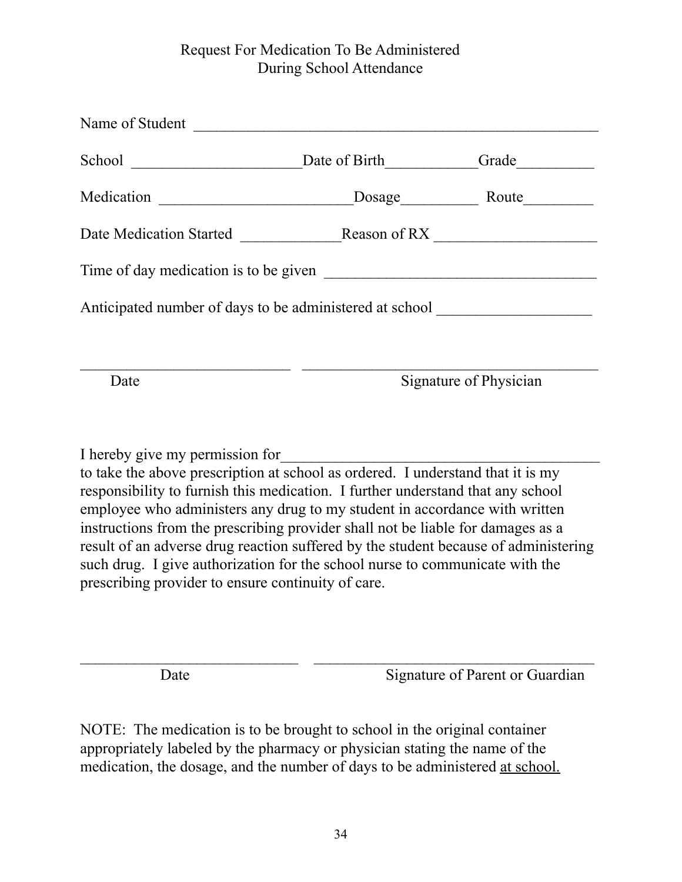# Request For Medication To Be Administered During School Attendance

Name of Student \_\_\_\_\_\_\_\_\_\_\_\_\_\_\_\_\_\_\_\_\_\_\_\_\_\_\_\_\_\_\_\_\_\_\_\_\_\_\_\_\_\_\_\_\_\_\_\_\_\_\_\_

School \_\_\_\_\_\_\_\_\_\_\_\_\_\_\_\_\_\_\_\_\_\_Date of Birth\_\_\_\_\_\_\_\_\_\_\_\_Grade\_\_\_\_\_\_\_\_\_\_

Medication \_\_\_\_\_\_\_\_\_\_\_\_\_\_\_\_\_\_\_\_\_\_\_\_\_Dosage\_\_\_\_\_\_\_\_\_\_ Route\_\_\_\_\_\_\_\_\_

Date Medication Started \_\_\_\_\_\_\_\_\_\_\_\_\_Reason of RX \_\_\_\_\_\_\_\_\_\_\_\_\_\_\_\_\_\_\_\_\_

Time of day medication is to be given \_\_\_\_\_\_\_\_\_\_\_\_\_\_\_\_\_\_\_\_\_\_\_\_\_\_\_\_\_\_\_\_\_\_\_

Anticipated number of days to be administered at school \_\_\_\_\_\_\_\_\_\_\_\_\_\_\_\_\_\_\_\_

\_\_\_\_\_\_\_\_\_\_\_\_\_\_\_\_\_\_\_\_\_\_\_\_\_\_\_ \_\_\_\_\_\_\_\_\_\_\_\_\_\_\_\_\_\_\_\_\_\_\_\_\_\_\_\_\_\_\_\_\_\_\_\_\_\_

Date Signature of Physician

I hereby give my permission for\_\_\_\_\_\_\_\_\_\_\_\_\_\_\_\_\_\_\_\_\_\_\_\_\_\_\_\_\_\_\_\_\_\_\_\_\_\_\_\_\_\_ to take the above prescription at school as ordered. I understand that it is my responsibility to furnish this medication. I further understand that any school employee who administers any drug to my student in accordance with written instructions from the prescribing provider shall not be liable for damages as a result of an adverse drug reaction suffered by the student because of administering such drug. I give authorization for the school nurse to communicate with the prescribing provider to ensure continuity of care.

\_\_\_\_\_\_\_\_\_\_\_\_\_\_\_\_\_\_\_\_\_\_\_\_\_\_\_\_ \_\_\_\_\_\_\_\_\_\_\_\_\_\_\_\_\_\_\_\_\_\_\_\_\_\_\_\_\_\_\_\_\_\_\_\_\_\_

Date Signature of Parent or Guardian

NOTE: The medication is to be brought to school in the original container appropriately labeled by the pharmacy or physician stating the name of the medication, the dosage, and the number of days to be administered <u>at school.</u>